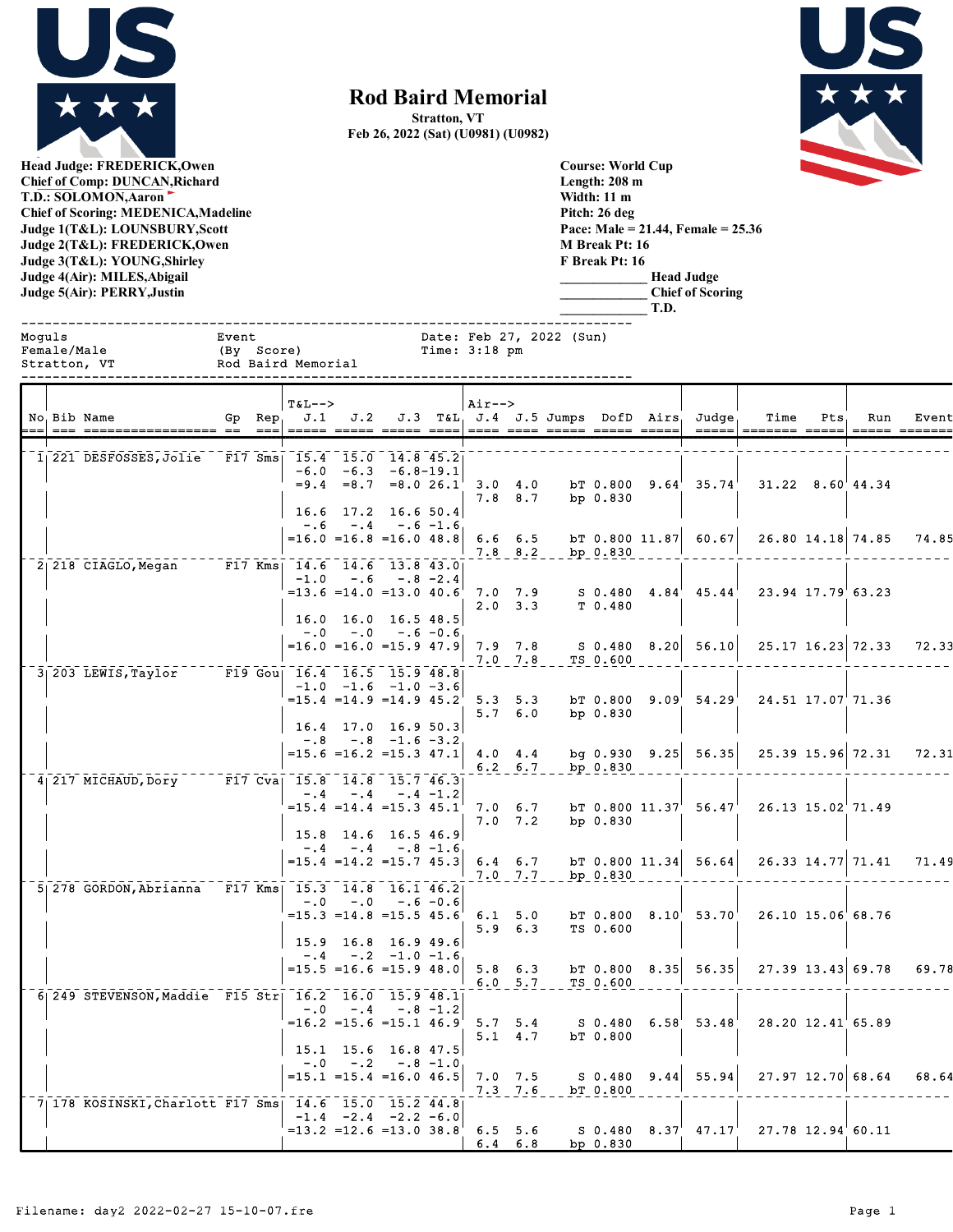# Rod Baird Memorial

**Stratton, VT**
**Feb 26, 2022 (Sat) (U0981) (U0982)**

**Head Judge: FREDERICK,Owen**
**Chief of Comp: DUNCAN,Richard**
**T.D.: SOLOMON,Aaron**
**Chief of Scoring: MEDENICA,Madeline**
**Judge 1(T&L): LOUNSBURY,Scott**
**Judge 2(T&L): FREDERICK,Owen**
**Judge 3(T&L): YOUNG,Shirley**
**Judge 4(Air): MILES,Abigail**
**Judge 5(Air): PERRY,Justin**

**Course: World Cup**
**Length: 208 m**
**Width: 11 m**
**Pitch: 26 deg**
**Pace: Male = 21.44, Female = 25.36**
**M Break Pt: 16**
**F Break Pt: 16**
**_____________ Head Judge**
**_____________ Chief of Scoring**
**_____________ T.D.**

```
Moguls                    Event                     Date: Feb 27, 2022 (Sun)
Female/Male               (By  Score)               Time: 3:18 pm
Stratton, VT              Rod Baird Memorial
```

| No | Bib | Name | Gp | Rep | J.1 | J.2 | J.3 | T&L | J.4 | J.5 | Jumps | DofD | Airs | Judge | Time | Pts | Run | Event |
|---|---|---|---|---|---|---|---|---|---|---|---|---|---|---|---|---|---|---|
| 1 | 221 | DESFOSSES,Jolie | F17 | Sms | 15.4 | 15.0 | 14.8 | 45.2 | | | | | | | | | | |
| | | | | | -6.0 | -6.3 | -6.8 | -19.1 | | | | | | | | | | |
| | | | | | =9.4 | =8.7 | =8.0 | 26.1 | 3.0 | 4.0 | bT | 0.800 | 9.64 | 35.74 | 31.22 | 8.60 | 44.34 | |
| | | | | | | | | | 7.8 | 8.7 | bp | 0.830 | | | | | | |
| | | | | | 16.6 | 17.2 | 16.6 | 50.4 | | | | | | | | | | |
| | | | | | -.6 | -.4 | -.6 | -1.6 | | | | | | | | | | |
| | | | | | =16.0 | =16.8 | =16.0 | 48.8 | 6.6 | 6.5 | bT | 0.800 | 11.87 | 60.67 | 26.80 | 14.18 | 74.85 | 74.85 |
| | | | | | | | | | 7.8 | 8.2 | bp | 0.830 | | | | | | |
| 2 | 218 | CIAGLO,Megan | F17 | Kms | 14.6 | 14.6 | 13.8 | 43.0 | | | | | | | | | | |
| | | | | | -1.0 | -.6 | -.8 | -2.4 | | | | | | | | | | |
| | | | | | =13.6 | =14.0 | =13.0 | 40.6 | 7.0 | 7.9 | S | 0.480 | 4.84 | 45.44 | 23.94 | 17.79 | 63.23 | |
| | | | | | | | | | 2.0 | 3.3 | T | 0.480 | | | | | | |
| | | | | | 16.0 | 16.0 | 16.5 | 48.5 | | | | | | | | | | |
| | | | | | -.0 | -.0 | -.6 | -0.6 | | | | | | | | | | |
| | | | | | =16.0 | =16.0 | =15.9 | 47.9 | 7.9 | 7.8 | S | 0.480 | 8.20 | 56.10 | 25.17 | 16.23 | 72.33 | 72.33 |
| | | | | | | | | | 7.0 | 7.8 | TS | 0.600 | | | | | | |
| 3 | 203 | LEWIS,Taylor | F19 | Gou | 16.4 | 16.5 | 15.9 | 48.8 | | | | | | | | | | |
| | | | | | -1.0 | -1.6 | -1.0 | -3.6 | | | | | | | | | | |
| | | | | | =15.4 | =14.9 | =14.9 | 45.2 | 5.3 | 5.3 | bT | 0.800 | 9.09 | 54.29 | 24.51 | 17.07 | 71.36 | |
| | | | | | | | | | 5.7 | 6.0 | bp | 0.830 | | | | | | |
| | | | | | 16.4 | 17.0 | 16.9 | 50.3 | | | | | | | | | | |
| | | | | | -.8 | -.8 | -1.6 | -3.2 | | | | | | | | | | |
| | | | | | =15.6 | =16.2 | =15.3 | 47.1 | 4.0 | 4.4 | bg | 0.930 | 9.25 | 56.35 | 25.39 | 15.96 | 72.31 | 72.31 |
| | | | | | | | | | 6.2 | 6.7 | bp | 0.830 | | | | | | |
| 4 | 217 | MICHAUD,Dory | F17 | Cva | 15.8 | 14.8 | 15.7 | 46.3 | | | | | | | | | | |
| | | | | | -.4 | -.4 | -.4 | -1.2 | | | | | | | | | | |
| | | | | | =15.4 | =14.4 | =15.3 | 45.1 | 7.0 | 6.7 | bT | 0.800 | 11.37 | 56.47 | 26.13 | 15.02 | 71.49 | |
| | | | | | | | | | 7.0 | 7.2 | bp | 0.830 | | | | | | |
| | | | | | 15.8 | 14.6 | 16.5 | 46.9 | | | | | | | | | | |
| | | | | | -.4 | -.4 | -.8 | -1.6 | | | | | | | | | | |
| | | | | | =15.4 | =14.2 | =15.7 | 45.3 | 6.4 | 6.7 | bT | 0.800 | 11.34 | 56.64 | 26.33 | 14.77 | 71.41 | 71.49 |
| | | | | | | | | | 7.0 | 7.7 | bp | 0.830 | | | | | | |
| 5 | 278 | GORDON,Abrianna | F17 | Kms | 15.3 | 14.8 | 16.1 | 46.2 | | | | | | | | | | |
| | | | | | -.0 | -.0 | -.6 | -0.6 | | | | | | | | | | |
| | | | | | =15.3 | =14.8 | =15.5 | 45.6 | 6.1 | 5.0 | bT | 0.800 | 8.10 | 53.70 | 26.10 | 15.06 | 68.76 | |
| | | | | | | | | | 5.9 | 6.3 | TS | 0.600 | | | | | | |
| | | | | | 15.9 | 16.8 | 16.9 | 49.6 | | | | | | | | | | |
| | | | | | -.4 | -.2 | -1.0 | -1.6 | | | | | | | | | | |
| | | | | | =15.5 | =16.6 | =15.9 | 48.0 | 5.8 | 6.3 | bT | 0.800 | 8.35 | 56.35 | 27.39 | 13.43 | 69.78 | 69.78 |
| | | | | | | | | | 6.0 | 5.7 | TS | 0.600 | | | | | | |
| 6 | 249 | STEVENSON,Maddie | F15 | Str | 16.2 | 16.0 | 15.9 | 48.1 | | | | | | | | | | |
| | | | | | -.0 | -.4 | -.8 | -1.2 | | | | | | | | | | |
| | | | | | =16.2 | =15.6 | =15.1 | 46.9 | 5.7 | 5.4 | S | 0.480 | 6.58 | 53.48 | 28.20 | 12.41 | 65.89 | |
| | | | | | | | | | 5.1 | 4.7 | bT | 0.800 | | | | | | |
| | | | | | 15.1 | 15.6 | 16.8 | 47.5 | | | | | | | | | | |
| | | | | | -.0 | -.2 | -.8 | -1.0 | | | | | | | | | | |
| | | | | | =15.1 | =15.4 | =16.0 | 46.5 | 7.0 | 7.5 | S | 0.480 | 9.44 | 55.94 | 27.97 | 12.70 | 68.64 | 68.64 |
| | | | | | | | | | 7.3 | 7.6 | bT | 0.800 | | | | | | |
| 7 | 178 | KOSINSKI,Charlott | F17 | Sms | 14.6 | 15.0 | 15.2 | 44.8 | | | | | | | | | | |
| | | | | | -1.4 | -2.4 | -2.2 | -6.0 | | | | | | | | | | |
| | | | | | =13.2 | =12.6 | =13.0 | 38.8 | 6.5 | 5.6 | S | 0.480 | 8.37 | 47.17 | 27.78 | 12.94 | 60.11 | |
| | | | | | | | | | 6.4 | 6.8 | bp | 0.830 | | | | | | |

Filename: day2 2022-02-27 15-10-07.fre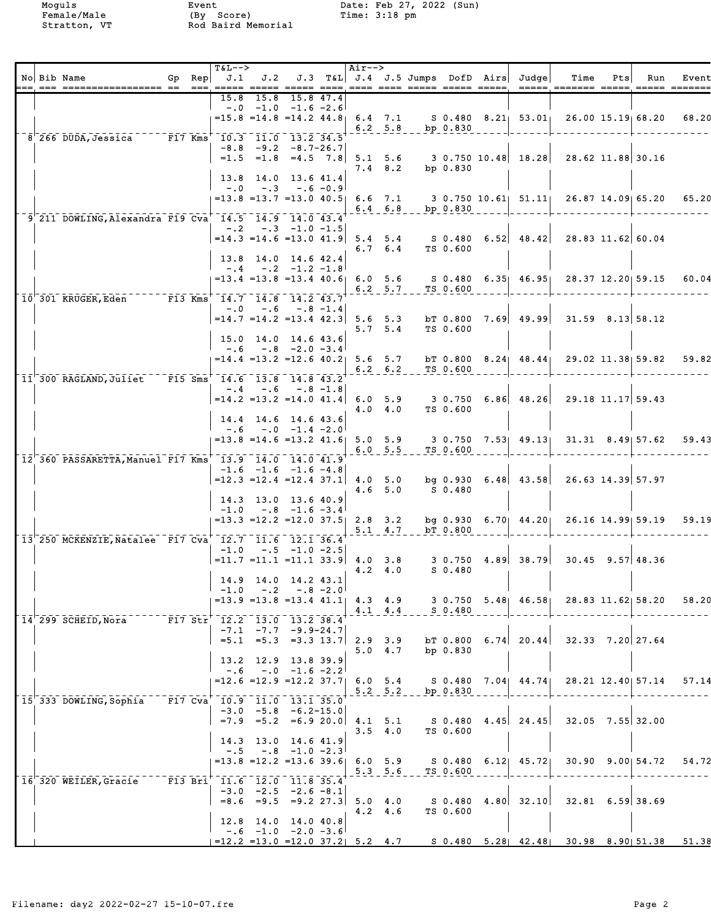| No | Bib | Name | Gp | Rep | J.1 | J.2 | J.3 | T&L | J.4 | J.5 | Jumps | DofD | Airs | Judge | Time | Pts | Run | Event |
|---|---|---|---|---|---|---|---|---|---|---|---|---|---|---|---|---|---|---|
| | | | | | 15.8 | 15.8 | 15.8 | 47.4 | | | | | | | | | | |
| | | | | | -.0 | -1.0 | -1.6 | -2.6 | | | | | | | | | | |
| | | | | | =15.8 | =14.8 | =14.2 | 44.8 | 6.4 | 7.1 | S | 0.480 | 8.21 | 53.01 | 26.00 | 15.19 | 68.20 | 68.20 |
| | | | | | | | | | 6.2 | 5.8 | bp | 0.830 | | | | | | |
| 8 | 266 | DUDA,Jessica | F17 | Kms | 10.3 | 11.0 | 13.2 | 34.5 | | | | | | | | | | |
| | | | | | -8.8 | -9.2 | -8.7 | -26.7 | | | | | | | | | | |
| | | | | | =1.5 | =1.8 | =4.5 | 7.8 | 5.1 | 5.6 | 3 | 0.750 | 10.48 | 18.28 | 28.62 | 11.88 | 30.16 | |
| | | | | | | | | | 7.4 | 8.2 | bp | 0.830 | | | | | | |
| | | | | | 13.8 | 14.0 | 13.6 | 41.4 | | | | | | | | | | |
| | | | | | -.0 | -.3 | -.6 | -0.9 | | | | | | | | | | |
| | | | | | =13.8 | =13.7 | =13.0 | 40.5 | 6.6 | 7.1 | 3 | 0.750 | 10.61 | 51.11 | 26.87 | 14.09 | 65.20 | 65.20 |
| | | | | | | | | | 6.4 | 6.8 | bp | 0.830 | | | | | | |
| 9 | 211 | DOWLING,Alexandra | F19 | Cva | 14.5 | 14.9 | 14.0 | 43.4 | | | | | | | | | | |
| | | | | | -.2 | -.3 | -1.0 | -1.5 | | | | | | | | | | |
| | | | | | =14.3 | =14.6 | =13.0 | 41.9 | 5.4 | 5.4 | S | 0.480 | 6.52 | 48.42 | 28.83 | 11.62 | 60.04 | |
| | | | | | | | | | 6.7 | 6.4 | TS | 0.600 | | | | | | |
| | | | | | 13.8 | 14.0 | 14.6 | 42.4 | | | | | | | | | | |
| | | | | | -.4 | -.2 | -1.2 | -1.8 | | | | | | | | | | |
| | | | | | =13.4 | =13.8 | =13.4 | 40.6 | 6.0 | 5.6 | S | 0.480 | 6.35 | 46.95 | 28.37 | 12.20 | 59.15 | 60.04 |
| | | | | | | | | | 6.2 | 5.7 | TS | 0.600 | | | | | | |
| 10 | 301 | KRUGER,Eden | F13 | Kms | 14.7 | 14.8 | 14.2 | 43.7 | | | | | | | | | | |
| | | | | | -.0 | -.6 | -.8 | -1.4 | | | | | | | | | | |
| | | | | | =14.7 | =14.2 | =13.4 | 42.3 | 5.6 | 5.3 | bT | 0.800 | 7.69 | 49.99 | 31.59 | 8.13 | 58.12 | |
| | | | | | | | | | 5.7 | 5.4 | TS | 0.600 | | | | | | |
| | | | | | 15.0 | 14.0 | 14.6 | 43.6 | | | | | | | | | | |
| | | | | | -.6 | -.8 | -2.0 | -3.4 | | | | | | | | | | |
| | | | | | =14.4 | =13.2 | =12.6 | 40.2 | 5.6 | 5.7 | bT | 0.800 | 8.24 | 48.44 | 29.02 | 11.38 | 59.82 | 59.82 |
| | | | | | | | | | 6.2 | 6.2 | TS | 0.600 | | | | | | |
| 11 | 300 | RAGLAND,Juliet | F15 | Sms | 14.6 | 13.8 | 14.8 | 43.2 | | | | | | | | | | |
| | | | | | -.4 | -.6 | -.8 | -1.8 | | | | | | | | | | |
| | | | | | =14.2 | =13.2 | =14.0 | 41.4 | 6.0 | 5.9 | 3 | 0.750 | 6.86 | 48.26 | 29.18 | 11.17 | 59.43 | |
| | | | | | | | | | 4.0 | 4.0 | TS | 0.600 | | | | | | |
| | | | | | 14.4 | 14.6 | 14.6 | 43.6 | | | | | | | | | | |
| | | | | | -.6 | -.0 | -1.4 | -2.0 | | | | | | | | | | |
| | | | | | =13.8 | =14.6 | =13.2 | 41.6 | 5.0 | 5.9 | 3 | 0.750 | 7.53 | 49.13 | 31.31 | 8.49 | 57.62 | 59.43 |
| | | | | | | | | | 6.0 | 5.5 | TS | 0.600 | | | | | | |
| 12 | 360 | PASSARETTA,Manuel | F17 | Kms | 13.9 | 14.0 | 14.0 | 41.9 | | | | | | | | | | |
| | | | | | -1.6 | -1.6 | -1.6 | -4.8 | | | | | | | | | | |
| | | | | | =12.3 | =12.4 | =12.4 | 37.1 | 4.0 | 5.0 | bg | 0.930 | 6.48 | 43.58 | 26.63 | 14.39 | 57.97 | |
| | | | | | | | | | 4.6 | 5.0 | S | 0.480 | | | | | | |
| | | | | | 14.3 | 13.0 | 13.6 | 40.9 | | | | | | | | | | |
| | | | | | -1.0 | -.8 | -1.6 | -3.4 | | | | | | | | | | |
| | | | | | =13.3 | =12.2 | =12.0 | 37.5 | 2.8 | 3.2 | bg | 0.930 | 6.70 | 44.20 | 26.16 | 14.99 | 59.19 | 59.19 |
| | | | | | | | | | 5.1 | 4.7 | bT | 0.800 | | | | | | |
| 13 | 250 | MCKENZIE,Natalee | F17 | Cva | 12.7 | 11.6 | 12.1 | 36.4 | | | | | | | | | | |
| | | | | | -1.0 | -.5 | -1.0 | -2.5 | | | | | | | | | | |
| | | | | | =11.7 | =11.1 | =11.1 | 33.9 | 4.0 | 3.8 | 3 | 0.750 | 4.89 | 38.79 | 30.45 | 9.57 | 48.36 | |
| | | | | | | | | | 4.2 | 4.0 | S | 0.480 | | | | | | |
| | | | | | 14.9 | 14.0 | 14.2 | 43.1 | | | | | | | | | | |
| | | | | | -1.0 | -.2 | -.8 | -2.0 | | | | | | | | | | |
| | | | | | =13.9 | =13.8 | =13.4 | 41.1 | 4.3 | 4.9 | 3 | 0.750 | 5.48 | 46.58 | 28.83 | 11.62 | 58.20 | 58.20 |
| | | | | | | | | | 4.1 | 4.4 | S | 0.480 | | | | | | |
| 14 | 299 | SCHEID,Nora | F17 | Str | 12.2 | 13.0 | 13.2 | 38.4 | | | | | | | | | | |
| | | | | | -7.1 | -7.7 | -9.9 | -24.7 | | | | | | | | | | |
| | | | | | =5.1 | =5.3 | =3.3 | 13.7 | 2.9 | 3.9 | bT | 0.800 | 6.74 | 20.44 | 32.33 | 7.20 | 27.64 | |
| | | | | | | | | | 5.0 | 4.7 | bp | 0.830 | | | | | | |
| | | | | | 13.2 | 12.9 | 13.8 | 39.9 | | | | | | | | | | |
| | | | | | -.6 | -.0 | -1.6 | -2.2 | | | | | | | | | | |
| | | | | | =12.6 | =12.9 | =12.2 | 37.7 | 6.0 | 5.4 | S | 0.480 | 7.04 | 44.74 | 28.21 | 12.40 | 57.14 | 57.14 |
| | | | | | | | | | 5.2 | 5.2 | bp | 0.830 | | | | | | |
| 15 | 333 | DOWLING,Sophia | F17 | Cva | 10.9 | 11.0 | 13.1 | 35.0 | | | | | | | | | | |
| | | | | | -3.0 | -5.8 | -6.2 | -15.0 | | | | | | | | | | |
| | | | | | =7.9 | =5.2 | =6.9 | 20.0 | 4.1 | 5.1 | S | 0.480 | 4.45 | 24.45 | 32.05 | 7.55 | 32.00 | |
| | | | | | | | | | 3.5 | 4.0 | TS | 0.600 | | | | | | |
| | | | | | 14.3 | 13.0 | 14.6 | 41.9 | | | | | | | | | | |
| | | | | | -.5 | -.8 | -1.0 | -2.3 | | | | | | | | | | |
| | | | | | =13.8 | =12.2 | =13.6 | 39.6 | 6.0 | 5.9 | S | 0.480 | 6.12 | 45.72 | 30.90 | 9.00 | 54.72 | 54.72 |
| | | | | | | | | | 5.3 | 5.6 | TS | 0.600 | | | | | | |
| 16 | 320 | WEILER,Gracie | F13 | Bri | 11.6 | 12.0 | 11.8 | 35.4 | | | | | | | | | | |
| | | | | | -3.0 | -2.5 | -2.6 | -8.1 | | | | | | | | | | |
| | | | | | =8.6 | =9.5 | =9.2 | 27.3 | 5.0 | 4.0 | S | 0.480 | 4.80 | 32.10 | 32.81 | 6.59 | 38.69 | |
| | | | | | | | | | 4.2 | 4.6 | TS | 0.600 | | | | | | |
| | | | | | 12.8 | 14.0 | 14.0 | 40.8 | | | | | | | | | | |
| | | | | | -.6 | -1.0 | -2.0 | -3.6 | | | | | | | | | | |
| | | | | | =12.2 | =13.0 | =12.0 | 37.2 | 5.2 | 4.7 | S | 0.480 | 5.28 | 42.48 | 30.98 | 8.90 | 51.38 | 51.38 |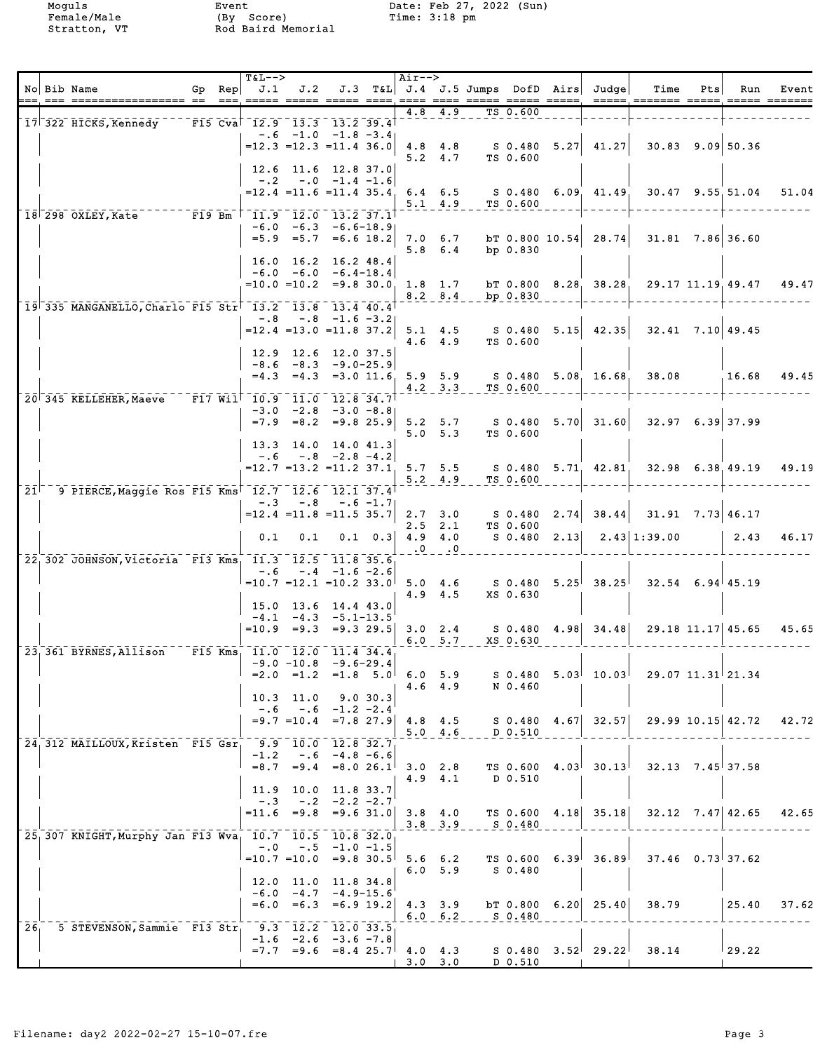Moguls
Female/Male
Stratton, VT

Event
(By Score)
Rod Baird Memorial

Date: Feb 27, 2022 (Sun)
Time: 3:18 pm

| No | Bib | Name | Gp | Rep | J.1 | J.2 | J.3 | T&L | J.4 | J.5 | Jumps | DofD | Airs | Judge | Time | Pts | Run | Event |
|---|---|---|---|---|---|---|---|---|---|---|---|---|---|---|---|---|---|---|
| | | | | | | | | | 4.8 | 4.9 | TS | 0.600 | | | | | | |
| 17 | 322 | HICKS,Kennedy | F15 | Cva | 12.9 | 13.3 | 13.2 | 39.4 | | | | | | | | | | |
| | | | | | -.6 | -1.0 | -1.8 | -3.4 | | | | | | | | | | |
| | | | | | =12.3 | =12.3 | =11.4 | 36.0 | 4.8 | 4.8 | S | 0.480 | 5.27 | 41.27 | 30.83 | 9.09 | 50.36 | |
| | | | | | | | | | 5.2 | 4.7 | TS | 0.600 | | | | | | |
| | | | | | 12.6 | 11.6 | 12.8 | 37.0 | | | | | | | | | | |
| | | | | | -.2 | -.0 | -1.4 | -1.6 | | | | | | | | | | |
| | | | | | =12.4 | =11.6 | =11.4 | 35.4 | 6.4 | 6.5 | S | 0.480 | 6.09 | 41.49 | 30.47 | 9.55 | 51.04 | 51.04 |
| | | | | | | | | | 5.1 | 4.9 | TS | 0.600 | | | | | | |
| 18 | 298 | OXLEY,Kate | F19 | Bm | 11.9 | 12.0 | 13.2 | 37.1 | | | | | | | | | | |
| | | | | | -6.0 | -6.3 | -6.6 | -18.9 | | | | | | | | | | |
| | | | | | =5.9 | =5.7 | =6.6 | 18.2 | 7.0 | 6.7 | bT | 0.800 | 10.54 | 28.74 | 31.81 | 7.86 | 36.60 | |
| | | | | | | | | | 5.8 | 6.4 | bp | 0.830 | | | | | | |
| | | | | | 16.0 | 16.2 | 16.2 | 48.4 | | | | | | | | | | |
| | | | | | -6.0 | -6.0 | -6.4 | -18.4 | | | | | | | | | | |
| | | | | | =10.0 | =10.2 | =9.8 | 30.0 | 1.8 | 1.7 | bT | 0.800 | 8.28 | 38.28 | 29.17 | 11.19 | 49.47 | 49.47 |
| | | | | | | | | | 8.2 | 8.4 | bp | 0.830 | | | | | | |
| 19 | 335 | MANGANELLO,Charlo | F15 | Str | 13.2 | 13.8 | 13.4 | 40.4 | | | | | | | | | | |
| | | | | | -.8 | -.8 | -1.6 | -3.2 | | | | | | | | | | |
| | | | | | =12.4 | =13.0 | =11.8 | 37.2 | 5.1 | 4.5 | S | 0.480 | 5.15 | 42.35 | 32.41 | 7.10 | 49.45 | |
| | | | | | | | | | 4.6 | 4.9 | TS | 0.600 | | | | | | |
| | | | | | 12.9 | 12.6 | 12.0 | 37.5 | | | | | | | | | | |
| | | | | | -8.6 | -8.3 | -9.0 | -25.9 | | | | | | | | | | |
| | | | | | =4.3 | =4.3 | =3.0 | 11.6 | 5.9 | 5.9 | S | 0.480 | 5.08 | 16.68 | 38.08 | | 16.68 | 49.45 |
| | | | | | | | | | 4.2 | 3.3 | TS | 0.600 | | | | | | |
| 20 | 345 | KELLEHER,Maeve | F17 | Wil | 10.9 | 11.0 | 12.8 | 34.7 | | | | | | | | | | |
| | | | | | -3.0 | -2.8 | -3.0 | -8.8 | | | | | | | | | | |
| | | | | | =7.9 | =8.2 | =9.8 | 25.9 | 5.2 | 5.7 | S | 0.480 | 5.70 | 31.60 | 32.97 | 6.39 | 37.99 | |
| | | | | | | | | | 5.0 | 5.3 | TS | 0.600 | | | | | | |
| | | | | | 13.3 | 14.0 | 14.0 | 41.3 | | | | | | | | | | |
| | | | | | -.6 | -.8 | -2.8 | -4.2 | | | | | | | | | | |
| | | | | | =12.7 | =13.2 | =11.2 | 37.1 | 5.7 | 5.5 | S | 0.480 | 5.71 | 42.81 | 32.98 | 6.38 | 49.19 | 49.19 |
| | | | | | | | | | 5.2 | 4.9 | TS | 0.600 | | | | | | |
| 21 | 9 | PIERCE,Maggie Ros | F15 | Kms | 12.7 | 12.6 | 12.1 | 37.4 | | | | | | | | | | |
| | | | | | -.3 | -.8 | -.6 | -1.7 | | | | | | | | | | |
| | | | | | =12.4 | =11.8 | =11.5 | 35.7 | 2.7 | 3.0 | S | 0.480 | 2.74 | 38.44 | 31.91 | 7.73 | 46.17 | |
| | | | | | | | | | 2.5 | 2.1 | TS | 0.600 | | | | | | |
| | | | | | 0.1 | 0.1 | 0.1 | 0.3 | 4.9 | 4.0 | S | 0.480 | 2.13 | 2.43 | 1:39.00 | | 2.43 | 46.17 |
| | | | | | | | | | .0 | .0 | | | | | | | | |
| 22 | 302 | JOHNSON,Victoria | F13 | Kms | 11.3 | 12.5 | 11.8 | 35.6 | | | | | | | | | | |
| | | | | | -.6 | -.4 | -1.6 | -2.6 | | | | | | | | | | |
| | | | | | =10.7 | =12.1 | =10.2 | 33.0 | 5.0 | 4.6 | S | 0.480 | 5.25 | 38.25 | 32.54 | 6.94 | 45.19 | |
| | | | | | | | | | 4.9 | 4.5 | XS | 0.630 | | | | | | |
| | | | | | 15.0 | 13.6 | 14.4 | 43.0 | | | | | | | | | | |
| | | | | | -4.1 | -4.3 | -5.1 | -13.5 | | | | | | | | | | |
| | | | | | =10.9 | =9.3 | =9.3 | 29.5 | 3.0 | 2.4 | S | 0.480 | 4.98 | 34.48 | 29.18 | 11.17 | 45.65 | 45.65 |
| | | | | | | | | | 6.0 | 5.7 | XS | 0.630 | | | | | | |
| 23 | 361 | BYRNES,Allison | F15 | Kms | 11.0 | 12.0 | 11.4 | 34.4 | | | | | | | | | | |
| | | | | | -9.0 | -10.8 | -9.6 | -29.4 | | | | | | | | | | |
| | | | | | =2.0 | =1.2 | =1.8 | 5.0 | 6.0 | 5.9 | S | 0.480 | 5.03 | 10.03 | 29.07 | 11.31 | 21.34 | |
| | | | | | | | | | 4.6 | 4.9 | N | 0.460 | | | | | | |
| | | | | | 10.3 | 11.0 | 9.0 | 30.3 | | | | | | | | | | |
| | | | | | -.6 | -.6 | -1.2 | -2.4 | | | | | | | | | | |
| | | | | | =9.7 | =10.4 | =7.8 | 27.9 | 4.8 | 4.5 | S | 0.480 | 4.67 | 32.57 | 29.99 | 10.15 | 42.72 | 42.72 |
| | | | | | | | | | 5.0 | 4.6 | D | 0.510 | | | | | | |
| 24 | 312 | MAILLOUX,Kristen | F15 | Gsr | 9.9 | 10.0 | 12.8 | 32.7 | | | | | | | | | | |
| | | | | | -1.2 | -.6 | -4.8 | -6.6 | | | | | | | | | | |
| | | | | | =8.7 | =9.4 | =8.0 | 26.1 | 3.0 | 2.8 | TS | 0.600 | 4.03 | 30.13 | 32.13 | 7.45 | 37.58 | |
| | | | | | | | | | 4.9 | 4.1 | D | 0.510 | | | | | | |
| | | | | | 11.9 | 10.0 | 11.8 | 33.7 | | | | | | | | | | |
| | | | | | -.3 | -.2 | -2.2 | -2.7 | | | | | | | | | | |
| | | | | | =11.6 | =9.8 | =9.6 | 31.0 | 3.8 | 4.0 | TS | 0.600 | 4.18 | 35.18 | 32.12 | 7.47 | 42.65 | 42.65 |
| | | | | | | | | | 3.8 | 3.9 | S | 0.480 | | | | | | |
| 25 | 307 | KNIGHT,Murphy Jan | F13 | Wva | 10.7 | 10.5 | 10.8 | 32.0 | | | | | | | | | | |
| | | | | | -.0 | -.5 | -1.0 | -1.5 | | | | | | | | | | |
| | | | | | =10.7 | =10.0 | =9.8 | 30.5 | 5.6 | 6.2 | TS | 0.600 | 6.39 | 36.89 | 37.46 | 0.73 | 37.62 | |
| | | | | | | | | | 6.0 | 5.9 | S | 0.480 | | | | | | |
| | | | | | 12.0 | 11.0 | 11.8 | 34.8 | | | | | | | | | | |
| | | | | | -6.0 | -4.7 | -4.9 | -15.6 | | | | | | | | | | |
| | | | | | =6.0 | =6.3 | =6.9 | 19.2 | 4.3 | 3.9 | bT | 0.800 | 6.20 | 25.40 | 38.79 | | 25.40 | 37.62 |
| | | | | | | | | | 6.0 | 6.2 | S | 0.480 | | | | | | |
| 26 | 5 | STEVENSON,Sammie | F13 | Str | 9.3 | 12.2 | 12.0 | 33.5 | | | | | | | | | | |
| | | | | | -1.6 | -2.6 | -3.6 | -7.8 | | | | | | | | | | |
| | | | | | =7.7 | =9.6 | =8.4 | 25.7 | 4.0 | 4.3 | S | 0.480 | 3.52 | 29.22 | 38.14 | | 29.22 | |
| | | | | | | | | | 3.0 | 3.0 | D | 0.510 | | | | | | |

Filename: day2 2022-02-27 15-10-07.fre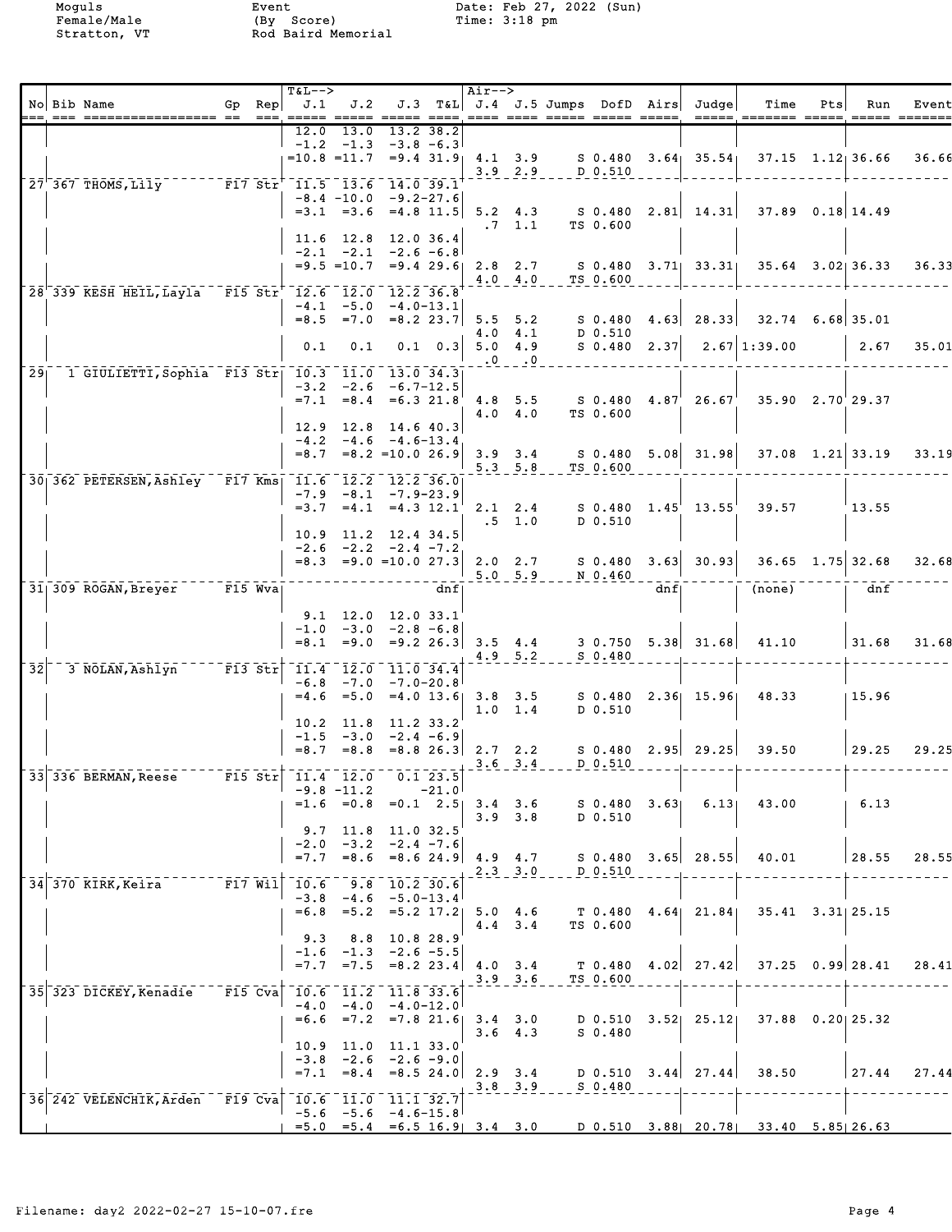Moguls
Female/Male
Stratton, VT

Event
(By Score)
Rod Baird Memorial

Date: Feb 27, 2022 (Sun)
Time: 3:18 pm

| No | Bib | Name | Gp | Rep | J.1 | J.2 | J.3 | T&L | J.4 | J.5 | Jumps | DofD | Airs | Judge | Time | Pts | Run | Event |
|---|---|---|---|---|---|---|---|---|---|---|---|---|---|---|---|---|---|---|
| | | | | | 12.0 | 13.0 | 13.2 | 38.2 | | | | | | | | | | |
| | | | | | -1.2 | -1.3 | -3.8 | -6.3 | | | | | | | | | | |
| | | | | | =10.8 | =11.7 | =9.4 | 31.9 | 4.1 | 3.9 | S | 0.480 | 3.64 | 35.54 | 37.15 | 1.12 | 36.66 | 36.66 |
| | | | | | | | | | 3.9 | 2.9 | D | 0.510 | | | | | | |
| 27 | 367 | THOMS, Lily | F17 | Str | 11.5 | 13.6 | 14.0 | 39.1 | | | | | | | | | | |
| | | | | | -8.4 | -10.0 | -9.2 | -27.6 | | | | | | | | | | |
| | | | | | =3.1 | =3.6 | =4.8 | 11.5 | 5.2 | 4.3 | S | 0.480 | 2.81 | 14.31 | 37.89 | 0.18 | 14.49 | |
| | | | | | | | | | .7 | 1.1 | TS | 0.600 | | | | | | |
| | | | | | 11.6 | 12.8 | 12.0 | 36.4 | | | | | | | | | | |
| | | | | | -2.1 | -2.1 | -2.6 | -6.8 | | | | | | | | | | |
| | | | | | =9.5 | =10.7 | =9.4 | 29.6 | 2.8 | 2.7 | S | 0.480 | 3.71 | 33.31 | 35.64 | 3.02 | 36.33 | 36.33 |
| | | | | | | | | | 4.0 | 4.0 | TS | 0.600 | | | | | | |
| 28 | 339 | KESH HEIL, Layla | F15 | Str | 12.6 | 12.0 | 12.2 | 36.8 | | | | | | | | | | |
| | | | | | -4.1 | -5.0 | -4.0 | -13.1 | | | | | | | | | | |
| | | | | | =8.5 | =7.0 | =8.2 | 23.7 | 5.5 | 5.2 | S | 0.480 | 4.63 | 28.33 | 32.74 | 6.68 | 35.01 | |
| | | | | | | | | | 4.0 | 4.1 | D | 0.510 | | | | | | |
| | | | | | 0.1 | 0.1 | 0.1 | 0.3 | 5.0 | 4.9 | S | 0.480 | 2.37 | 2.67 | 1:39.00 | | 2.67 | 35.01 |
| | | | | | | | | | .0 | .0 | | | | | | | | |
| 29 | 1 | GIULIETTI, Sophia | F13 | Str | 10.3 | 11.0 | 13.0 | 34.3 | | | | | | | | | | |
| | | | | | -3.2 | -2.6 | -6.7 | -12.5 | | | | | | | | | | |
| | | | | | =7.1 | =8.4 | =6.3 | 21.8 | 4.8 | 5.5 | S | 0.480 | 4.87 | 26.67 | 35.90 | 2.70 | 29.37 | |
| | | | | | | | | | 4.0 | 4.0 | TS | 0.600 | | | | | | |
| | | | | | 12.9 | 12.8 | 14.6 | 40.3 | | | | | | | | | | |
| | | | | | -4.2 | -4.6 | -4.6 | -13.4 | | | | | | | | | | |
| | | | | | =8.7 | =8.2 | =10.0 | 26.9 | 3.9 | 3.4 | S | 0.480 | 5.08 | 31.98 | 37.08 | 1.21 | 33.19 | 33.19 |
| | | | | | | | | | 5.3 | 5.8 | TS | 0.600 | | | | | | |
| 30 | 362 | PETERSEN, Ashley | F17 | Kms | 11.6 | 12.2 | 12.2 | 36.0 | | | | | | | | | | |
| | | | | | -7.9 | -8.1 | -7.9 | -23.9 | | | | | | | | | | |
| | | | | | =3.7 | =4.1 | =4.3 | 12.1 | 2.1 | 2.4 | S | 0.480 | 1.45 | 13.55 | 39.57 | | 13.55 | |
| | | | | | | | | | .5 | 1.0 | D | 0.510 | | | | | | |
| | | | | | 10.9 | 11.2 | 12.4 | 34.5 | | | | | | | | | | |
| | | | | | -2.6 | -2.2 | -2.4 | -7.2 | | | | | | | | | | |
| | | | | | =8.3 | =9.0 | =10.0 | 27.3 | 2.0 | 2.7 | S | 0.480 | 3.63 | 30.93 | 36.65 | 1.75 | 32.68 | 32.68 |
| | | | | | | | | | 5.0 | 5.9 | N | 0.460 | | | | | | |
| 31 | 309 | ROGAN, Breyer | F15 | Wva | | | | dnf | | | | | dnf | | (none) | | dnf | |
| | | | | | 9.1 | 12.0 | 12.0 | 33.1 | | | | | | | | | | |
| | | | | | -1.0 | -3.0 | -2.8 | -6.8 | | | | | | | | | | |
| | | | | | =8.1 | =9.0 | =9.2 | 26.3 | 3.5 | 4.4 | 3 | 0.750 | 5.38 | 31.68 | 41.10 | | 31.68 | 31.68 |
| | | | | | | | | | 4.9 | 5.2 | S | 0.480 | | | | | | |
| 32 | 3 | NOLAN, Ashlyn | F13 | Str | 11.4 | 12.0 | 11.0 | 34.4 | | | | | | | | | | |
| | | | | | -6.8 | -7.0 | -7.0 | -20.8 | | | | | | | | | | |
| | | | | | =4.6 | =5.0 | =4.0 | 13.6 | 3.8 | 3.5 | S | 0.480 | 2.36 | 15.96 | 48.33 | | 15.96 | |
| | | | | | | | | | 1.0 | 1.4 | D | 0.510 | | | | | | |
| | | | | | 10.2 | 11.8 | 11.2 | 33.2 | | | | | | | | | | |
| | | | | | -1.5 | -3.0 | -2.4 | -6.9 | | | | | | | | | | |
| | | | | | =8.7 | =8.8 | =8.8 | 26.3 | 2.7 | 2.2 | S | 0.480 | 2.95 | 29.25 | 39.50 | | 29.25 | 29.25 |
| | | | | | | | | | 3.6 | 3.4 | D | 0.510 | | | | | | |
| 33 | 336 | BERMAN, Reese | F15 | Str | 11.4 | 12.0 | 0.1 | 23.5 | | | | | | | | | | |
| | | | | | -9.8 | -11.2 | | -21.0 | | | | | | | | | | |
| | | | | | =1.6 | =0.8 | =0.1 | 2.5 | 3.4 | 3.6 | S | 0.480 | 3.63 | 6.13 | 43.00 | | 6.13 | |
| | | | | | | | | | 3.9 | 3.8 | D | 0.510 | | | | | | |
| | | | | | 9.7 | 11.8 | 11.0 | 32.5 | | | | | | | | | | |
| | | | | | -2.0 | -3.2 | -2.4 | -7.6 | | | | | | | | | | |
| | | | | | =7.7 | =8.6 | =8.6 | 24.9 | 4.9 | 4.7 | S | 0.480 | 3.65 | 28.55 | 40.01 | | 28.55 | 28.55 |
| | | | | | | | | | 2.3 | 3.0 | D | 0.510 | | | | | | |
| 34 | 370 | KIRK, Keira | F17 | Wil | 10.6 | 9.8 | 10.2 | 30.6 | | | | | | | | | | |
| | | | | | -3.8 | -4.6 | -5.0 | -13.4 | | | | | | | | | | |
| | | | | | =6.8 | =5.2 | =5.2 | 17.2 | 5.0 | 4.6 | T | 0.480 | 4.64 | 21.84 | 35.41 | 3.31 | 25.15 | |
| | | | | | | | | | 4.4 | 3.4 | TS | 0.600 | | | | | | |
| | | | | | 9.3 | 8.8 | 10.8 | 28.9 | | | | | | | | | | |
| | | | | | -1.6 | -1.3 | -2.6 | -5.5 | | | | | | | | | | |
| | | | | | =7.7 | =7.5 | =8.2 | 23.4 | 4.0 | 3.4 | T | 0.480 | 4.02 | 27.42 | 37.25 | 0.99 | 28.41 | 28.41 |
| | | | | | | | | | 3.9 | 3.6 | TS | 0.600 | | | | | | |
| 35 | 323 | DICKEY, Kenadie | F15 | Cva | 10.6 | 11.2 | 11.8 | 33.6 | | | | | | | | | | |
| | | | | | -4.0 | -4.0 | -4.0 | -12.0 | | | | | | | | | | |
| | | | | | =6.6 | =7.2 | =7.8 | 21.6 | 3.4 | 3.0 | D | 0.510 | 3.52 | 25.12 | 37.88 | 0.20 | 25.32 | |
| | | | | | | | | | 3.6 | 4.3 | S | 0.480 | | | | | | |
| | | | | | 10.9 | 11.0 | 11.1 | 33.0 | | | | | | | | | | |
| | | | | | -3.8 | -2.6 | -2.6 | -9.0 | | | | | | | | | | |
| | | | | | =7.1 | =8.4 | =8.5 | 24.0 | 2.9 | 3.4 | D | 0.510 | 3.44 | 27.44 | 38.50 | | 27.44 | 27.44 |
| | | | | | | | | | 3.8 | 3.9 | S | 0.480 | | | | | | |
| 36 | 242 | VELENCHIK, Arden | F19 | Cva | 10.6 | 11.0 | 11.1 | 32.7 | | | | | | | | | | |
| | | | | | -5.6 | -5.6 | -4.6 | -15.8 | | | | | | | | | | |
| | | | | | =5.0 | =5.4 | =6.5 | 16.9 | 3.4 | 3.0 | D | 0.510 | 3.88 | 20.78 | 33.40 | 5.85 | 26.63 | |

Filename: day2 2022-02-27 15-10-07.fre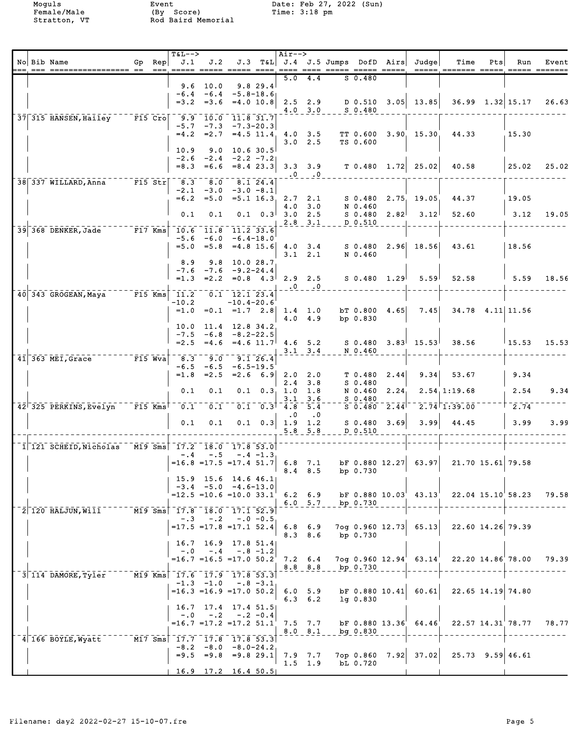Moguls
Female/Male
Stratton, VT

Event
(By Score)
Rod Baird Memorial

Date: Feb 27, 2022 (Sun)
Time: 3:18 pm

| No | Bib | Name | Gp | Rep | J.1 | J.2 | J.3 | T&L | J.4 | J.5 | Jumps | DofD | Airs | Judge | Time | Pts | Run | Event |
|---|---|---|---|---|---|---|---|---|---|---|---|---|---|---|---|---|---|---|
| | | | | | | | | | 5.0 | 4.4 | S | 0.480 | | | | | | |
| | | | | | 9.6 | 10.0 | 9.8 | 29.4 | | | | | | | | | | |
| | | | | | -6.4 | -6.4 | -5.8 | -18.6 | | | | | | | | | | |
| | | | | | =3.2 | =3.6 | =4.0 | 10.8 | 2.5 | 2.9 | D | 0.510 | 3.05 | 13.85 | 36.99 | 1.32 | 15.17 | 26.63 |
| | | | | | | | | | 4.0 | 3.0 | S | 0.480 | | | | | | |
| 37 | 315 | HANSEN,Hailey | F15 | Cro | 9.9 | 10.0 | 11.8 | 31.7 | | | | | | | | | | |
| | | | | | -5.7 | -7.3 | -7.3 | -20.3 | | | | | | | | | | |
| | | | | | =4.2 | =2.7 | =4.5 | 11.4 | 4.0 | 3.5 | TT | 0.600 | 3.90 | 15.30 | 44.33 | | 15.30 | |
| | | | | | | | | | 3.0 | 2.5 | TS | 0.600 | | | | | | |
| | | | | | 10.9 | 9.0 | 10.6 | 30.5 | | | | | | | | | | |
| | | | | | -2.6 | -2.4 | -2.2 | -7.2 | | | | | | | | | | |
| | | | | | =8.3 | =6.6 | =8.4 | 23.3 | 3.3 | 3.9 | T | 0.480 | 1.72 | 25.02 | 40.58 | | 25.02 | 25.02 |
| | | | | | | | | | .0 | .0 | | | | | | | | |
| 38 | 337 | WILLARD,Anna | F15 | Str | 8.3 | 8.0 | 8.1 | 24.4 | | | | | | | | | | |
| | | | | | -2.1 | -3.0 | -3.0 | -8.1 | | | | | | | | | | |
| | | | | | =6.2 | =5.0 | =5.1 | 16.3 | 2.7 | 2.1 | S | 0.480 | 2.75 | 19.05 | 44.37 | | 19.05 | |
| | | | | | | | | | 4.0 | 3.0 | N | 0.460 | | | | | | |
| | | | | | 0.1 | 0.1 | 0.1 | 0.3 | 3.0 | 2.5 | S | 0.480 | 2.82 | 3.12 | 52.60 | | 3.12 | 19.05 |
| | | | | | | | | | 2.8 | 3.1 | D | 0.510 | | | | | | |
| 39 | 368 | DENKER,Jade | F17 | Kms | 10.6 | 11.8 | 11.2 | 33.6 | | | | | | | | | | |
| | | | | | -5.6 | -6.0 | -6.4 | -18.0 | | | | | | | | | | |
| | | | | | =5.0 | =5.8 | =4.8 | 15.6 | 4.0 | 3.4 | S | 0.480 | 2.96 | 18.56 | 43.61 | | 18.56 | |
| | | | | | | | | | 3.1 | 2.1 | N | 0.460 | | | | | | |
| | | | | | 8.9 | 9.8 | 10.0 | 28.7 | | | | | | | | | | |
| | | | | | -7.6 | -7.6 | -9.2 | -24.4 | | | | | | | | | | |
| | | | | | =1.3 | =2.2 | =0.8 | 4.3 | 2.9 | 2.5 | S | 0.480 | 1.29 | 5.59 | 52.58 | | 5.59 | 18.56 |
| | | | | | | | | | .0 | .0 | | | | | | | | |
| 40 | 343 | GROGEAN,Maya | F15 | Kms | 11.2 | 0.1 | 12.1 | 23.4 | | | | | | | | | | |
| | | | | | -10.2 | | -10.4 | -20.6 | | | | | | | | | | |
| | | | | | =1.0 | =0.1 | =1.7 | 2.8 | 1.4 | 1.0 | bT | 0.800 | 4.65 | 7.45 | 34.78 | 4.11 | 11.56 | |
| | | | | | | | | | 4.0 | 4.9 | bp | 0.830 | | | | | | |
| | | | | | 10.0 | 11.4 | 12.8 | 34.2 | | | | | | | | | | |
| | | | | | -7.5 | -6.8 | -8.2 | -22.5 | | | | | | | | | | |
| | | | | | =2.5 | =4.6 | =4.6 | 11.7 | 4.6 | 5.2 | S | 0.480 | 3.83 | 15.53 | 38.56 | | 15.53 | 15.53 |
| | | | | | | | | | 3.1 | 3.4 | N | 0.460 | | | | | | |
| 41 | 363 | MEI,Grace | F15 | Wva | 8.3 | 9.0 | 9.1 | 26.4 | | | | | | | | | | |
| | | | | | -6.5 | -6.5 | -6.5 | -19.5 | | | | | | | | | | |
| | | | | | =1.8 | =2.5 | =2.6 | 6.9 | 2.0 | 2.0 | T | 0.480 | 2.44 | 9.34 | 53.67 | | 9.34 | |
| | | | | | | | | | 2.4 | 3.8 | S | 0.480 | | | | | | |
| | | | | | 0.1 | 0.1 | 0.1 | 0.3 | 1.0 | 1.8 | N | 0.460 | 2.24 | 2.54 | 1:19.68 | | 2.54 | 9.34 |
| | | | | | | | | | 3.1 | 3.6 | S | 0.480 | | | | | | |
| 42 | 325 | PERKINS,Evelyn | F15 | Kms | 0.1 | 0.1 | 0.1 | 0.3 | 4.8 | 5.4 | S | 0.480 | 2.44 | 2.74 | 1:39.00 | | 2.74 | |
| | | | | | | | | | .0 | .0 | | | | | | | | |
| | | | | | 0.1 | 0.1 | 0.1 | 0.3 | 1.9 | 1.2 | S | 0.480 | 3.69 | 3.99 | 44.45 | | 3.99 | 3.99 |
| | | | | | | | | | 5.8 | 5.8 | D | 0.510 | | | | | | |
| 1 | 121 | SCHEID,Nicholas | M19 | Sms | 17.2 | 18.0 | 17.8 | 53.0 | | | | | | | | | | |
| | | | | | -.4 | -.5 | -.4 | -1.3 | | | | | | | | | | |
| | | | | | =16.8 | =17.5 | =17.4 | 51.7 | 6.8 | 7.1 | bF | 0.880 | 12.27 | 63.97 | 21.70 | 15.61 | 79.58 | |
| | | | | | | | | | 8.4 | 8.5 | bp | 0.730 | | | | | | |
| | | | | | 15.9 | 15.6 | 14.6 | 46.1 | | | | | | | | | | |
| | | | | | -3.4 | -5.0 | -4.6 | -13.0 | | | | | | | | | | |
| | | | | | =12.5 | =10.6 | =10.0 | 33.1 | 6.2 | 6.9 | bF | 0.880 | 10.03 | 43.13 | 22.04 | 15.10 | 58.23 | 79.58 |
| | | | | | | | | | 6.0 | 5.7 | bp | 0.730 | | | | | | |
| 2 | 120 | HALJUN,Will | M19 | Sms | 17.8 | 18.0 | 17.1 | 52.9 | | | | | | | | | | |
| | | | | | -.3 | -.2 | -.0 | -0.5 | | | | | | | | | | |
| | | | | | =17.5 | =17.8 | =17.1 | 52.4 | 6.8 | 6.9 | 7og | 0.960 | 12.73 | 65.13 | 22.60 | 14.26 | 79.39 | |
| | | | | | | | | | 8.3 | 8.6 | bp | 0.730 | | | | | | |
| | | | | | 16.7 | 16.9 | 17.8 | 51.4 | | | | | | | | | | |
| | | | | | -.0 | -.4 | -.8 | -1.2 | | | | | | | | | | |
| | | | | | =16.7 | =16.5 | =17.0 | 50.2 | 7.2 | 6.4 | 7og | 0.960 | 12.94 | 63.14 | 22.20 | 14.86 | 78.00 | 79.39 |
| | | | | | | | | | 8.8 | 8.8 | bp | 0.730 | | | | | | |
| 3 | 114 | DAMORE,Tyler | M19 | Kms | 17.6 | 17.9 | 17.8 | 53.3 | | | | | | | | | | |
| | | | | | -1.3 | -1.0 | -.8 | -3.1 | | | | | | | | | | |
| | | | | | =16.3 | =16.9 | =17.0 | 50.2 | 6.0 | 5.9 | bF | 0.880 | 10.41 | 60.61 | 22.65 | 14.19 | 74.80 | |
| | | | | | | | | | 6.3 | 6.2 | lg | 0.830 | | | | | | |
| | | | | | 16.7 | 17.4 | 17.4 | 51.5 | | | | | | | | | | |
| | | | | | -.0 | -.2 | -.2 | -0.4 | | | | | | | | | | |
| | | | | | =16.7 | =17.2 | =17.2 | 51.1 | 7.5 | 7.7 | bF | 0.880 | 13.36 | 64.46 | 22.57 | 14.31 | 78.77 | 78.77 |
| | | | | | | | | | 8.0 | 8.1 | bg | 0.830 | | | | | | |
| 4 | 166 | BOYLE,Wyatt | M17 | Sms | 17.7 | 17.8 | 17.8 | 53.3 | | | | | | | | | | |
| | | | | | -8.2 | -8.0 | -8.0 | -24.2 | | | | | | | | | | |
| | | | | | =9.5 | =9.8 | =9.8 | 29.1 | 7.9 | 7.7 | 7op | 0.860 | 7.92 | 37.02 | 25.73 | 9.59 | 46.61 | |
| | | | | | | | | | 1.5 | 1.9 | bL | 0.720 | | | | | | |
| | | | | | 16.9 | 17.2 | 16.4 | 50.5 | | | | | | | | | | |

Filename: day2 2022-02-27 15-10-07.fre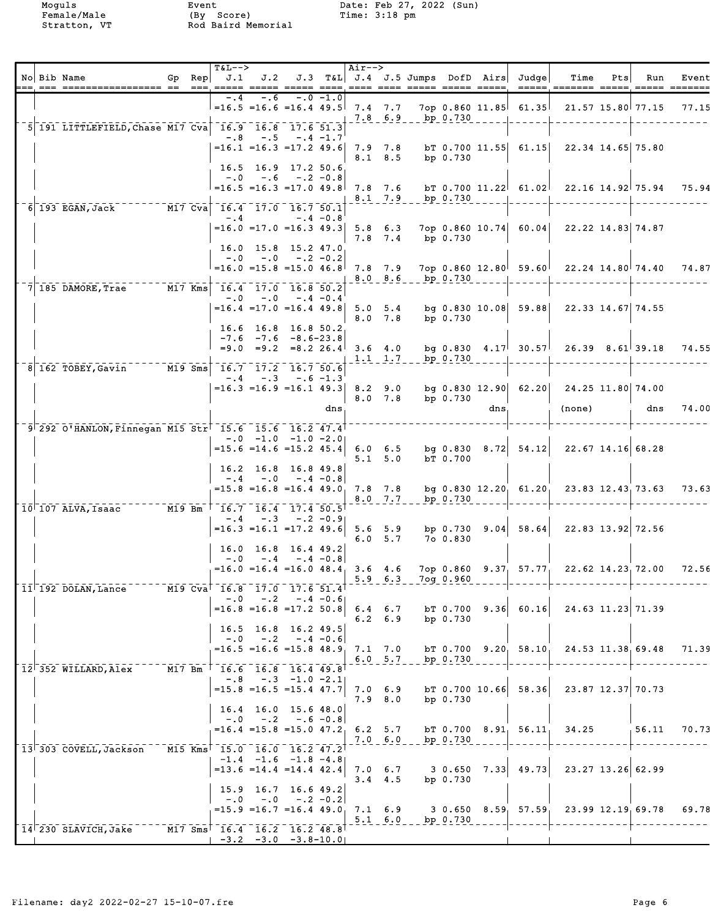Moguls
Female/Male
Stratton, VT

Event
(By Score)
Rod Baird Memorial

Date: Feb 27, 2022 (Sun)
Time: 3:18 pm

| No | Bib | Name | Gp | Rep | J.1 | J.2 | J.3 | T&L | J.4 | J.5 | Jumps | DofD | Airs | Judge | Time | Pts | Run | Event |
|---|---|---|---|---|---|---|---|---|---|---|---|---|---|---|---|---|---|---|
| | | | | | -.4 | -.6 | -.0 | -1.0 | | | | | | | | | | |
| | | | | | =16.5 | =16.6 | =16.4 | 49.5 | 7.4 | 7.7 | 7op | 0.860 | 11.85 | 61.35 | 21.57 | 15.80 | 77.15 | 77.15 |
| | | | | | | | | | 7.8 | 6.9 | bp | 0.730 | | | | | | |
| 5 | 191 | LITTLEFIELD,Chase | M17 | Cva | 16.9 | 16.8 | 17.6 | 51.3 | | | | | | | | | | |
| | | | | | -.8 | -.5 | -.4 | -1.7 | | | | | | | | | | |
| | | | | | =16.1 | =16.3 | =17.2 | 49.6 | 7.9 | 7.8 | bT | 0.700 | 11.55 | 61.15 | 22.34 | 14.65 | 75.80 | |
| | | | | | | | | | 8.1 | 8.5 | bp | 0.730 | | | | | | |
| | | | | | 16.5 | 16.9 | 17.2 | 50.6 | | | | | | | | | | |
| | | | | | -.0 | -.6 | -.2 | -0.8 | | | | | | | | | | |
| | | | | | =16.5 | =16.3 | =17.0 | 49.8 | 7.8 | 7.6 | bT | 0.700 | 11.22 | 61.02 | 22.16 | 14.92 | 75.94 | 75.94 |
| | | | | | | | | | 8.1 | 7.9 | bp | 0.730 | | | | | | |
| 6 | 193 | EGAN,Jack | M17 | Cva | 16.4 | 17.0 | 16.7 | 50.1 | | | | | | | | | | |
| | | | | | -.4 | | -.4 | -0.8 | | | | | | | | | | |
| | | | | | =16.0 | =17.0 | =16.3 | 49.3 | 5.8 | 6.3 | 7op | 0.860 | 10.74 | 60.04 | 22.22 | 14.83 | 74.87 | |
| | | | | | | | | | 7.8 | 7.4 | bp | 0.730 | | | | | | |
| | | | | | 16.0 | 15.8 | 15.2 | 47.0 | | | | | | | | | | |
| | | | | | -.0 | -.0 | -.2 | -0.2 | | | | | | | | | | |
| | | | | | =16.0 | =15.8 | =15.0 | 46.8 | 7.8 | 7.9 | 7op | 0.860 | 12.80 | 59.60 | 22.24 | 14.80 | 74.40 | 74.87 |
| | | | | | | | | | 8.0 | 8.6 | bp | 0.730 | | | | | | |
| 7 | 185 | DAMORE,Trae | M17 | Kms | 16.4 | 17.0 | 16.8 | 50.2 | | | | | | | | | | |
| | | | | | -.0 | -.0 | -.4 | -0.4 | | | | | | | | | | |
| | | | | | =16.4 | =17.0 | =16.4 | 49.8 | 5.0 | 5.4 | bg | 0.830 | 10.08 | 59.88 | 22.33 | 14.67 | 74.55 | |
| | | | | | | | | | 8.0 | 7.8 | bp | 0.730 | | | | | | |
| | | | | | 16.6 | 16.8 | 16.8 | 50.2 | | | | | | | | | | |
| | | | | | -7.6 | -7.6 | -8.6 | -23.8 | | | | | | | | | | |
| | | | | | =9.0 | =9.2 | =8.2 | 26.4 | 3.6 | 4.0 | bg | 0.830 | 4.17 | 30.57 | 26.39 | 8.61 | 39.18 | 74.55 |
| | | | | | | | | | 1.1 | 1.7 | bp | 0.730 | | | | | | |
| 8 | 162 | TOBEY,Gavin | M19 | Sms | 16.7 | 17.2 | 16.7 | 50.6 | | | | | | | | | | |
| | | | | | -.4 | -.3 | -.6 | -1.3 | | | | | | | | | | |
| | | | | | =16.3 | =16.9 | =16.1 | 49.3 | 8.2 | 9.0 | bg | 0.830 | 12.90 | 62.20 | 24.25 | 11.80 | 74.00 | |
| | | | | | | | | | 8.0 | 7.8 | bp | 0.730 | | | | | | |
| | | | | | | | | dns | | | | | dns | | (none) | | dns | 74.00 |
| 9 | 292 | O'HANLON,Finnegan | M15 | Str | 15.6 | 15.6 | 16.2 | 47.4 | | | | | | | | | | |
| | | | | | -.0 | -1.0 | -1.0 | -2.0 | | | | | | | | | | |
| | | | | | =15.6 | =14.6 | =15.2 | 45.4 | 6.0 | 6.5 | bg | 0.830 | 8.72 | 54.12 | 22.67 | 14.16 | 68.28 | |
| | | | | | | | | | 5.1 | 5.0 | bT | 0.700 | | | | | | |
| | | | | | 16.2 | 16.8 | 16.8 | 49.8 | | | | | | | | | | |
| | | | | | -.4 | -.0 | -.4 | -0.8 | | | | | | | | | | |
| | | | | | =15.8 | =16.8 | =16.4 | 49.0 | 7.8 | 7.8 | bg | 0.830 | 12.20 | 61.20 | 23.83 | 12.43 | 73.63 | 73.63 |
| | | | | | | | | | 8.0 | 7.7 | bp | 0.730 | | | | | | |
| 10 | 107 | ALVA,Isaac | M19 | Bm | 16.7 | 16.4 | 17.4 | 50.5 | | | | | | | | | | |
| | | | | | -.4 | -.3 | -.2 | -0.9 | | | | | | | | | | |
| | | | | | =16.3 | =16.1 | =17.2 | 49.6 | 5.6 | 5.9 | bp | 0.730 | 9.04 | 58.64 | 22.83 | 13.92 | 72.56 | |
| | | | | | | | | | 6.0 | 5.7 | 7o | 0.830 | | | | | | |
| | | | | | 16.0 | 16.8 | 16.4 | 49.2 | | | | | | | | | | |
| | | | | | -.0 | -.4 | -.4 | -0.8 | | | | | | | | | | |
| | | | | | =16.0 | =16.4 | =16.0 | 48.4 | 3.6 | 4.6 | 7op | 0.860 | 9.37 | 57.77 | 22.62 | 14.23 | 72.00 | 72.56 |
| | | | | | | | | | 5.9 | 6.3 | 7og | 0.960 | | | | | | |
| 11 | 192 | DOLAN,Lance | M19 | Cva | 16.8 | 17.0 | 17.6 | 51.4 | | | | | | | | | | |
| | | | | | -.0 | -.2 | -.4 | -0.6 | | | | | | | | | | |
| | | | | | =16.8 | =16.8 | =17.2 | 50.8 | 6.4 | 6.7 | bT | 0.700 | 9.36 | 60.16 | 24.63 | 11.23 | 71.39 | |
| | | | | | | | | | 6.2 | 6.9 | bp | 0.730 | | | | | | |
| | | | | | 16.5 | 16.8 | 16.2 | 49.5 | | | | | | | | | | |
| | | | | | -.0 | -.2 | -.4 | -0.6 | | | | | | | | | | |
| | | | | | =16.5 | =16.6 | =15.8 | 48.9 | 7.1 | 7.0 | bT | 0.700 | 9.20 | 58.10 | 24.53 | 11.38 | 69.48 | 71.39 |
| | | | | | | | | | 6.0 | 5.7 | bp | 0.730 | | | | | | |
| 12 | 352 | WILLARD,Alex | M17 | Bm | 16.6 | 16.8 | 16.4 | 49.8 | | | | | | | | | | |
| | | | | | -.8 | -.3 | -1.0 | -2.1 | | | | | | | | | | |
| | | | | | =15.8 | =16.5 | =15.4 | 47.7 | 7.0 | 6.9 | bT | 0.700 | 10.66 | 58.36 | 23.87 | 12.37 | 70.73 | |
| | | | | | | | | | 7.9 | 8.0 | bp | 0.730 | | | | | | |
| | | | | | 16.4 | 16.0 | 15.6 | 48.0 | | | | | | | | | | |
| | | | | | -.0 | -.2 | -.6 | -0.8 | | | | | | | | | | |
| | | | | | =16.4 | =15.8 | =15.0 | 47.2 | 6.2 | 5.7 | bT | 0.700 | 8.91 | 56.11 | 34.25 | | 56.11 | 70.73 |
| | | | | | | | | | 7.0 | 6.0 | bp | 0.730 | | | | | | |
| 13 | 303 | COVELL,Jackson | M15 | Kms | 15.0 | 16.0 | 16.2 | 47.2 | | | | | | | | | | |
| | | | | | -1.4 | -1.6 | -1.8 | -4.8 | | | | | | | | | | |
| | | | | | =13.6 | =14.4 | =14.4 | 42.4 | 7.0 | 6.7 | 3 | 0.650 | 7.33 | 49.73 | 23.27 | 13.26 | 62.99 | |
| | | | | | | | | | 3.4 | 4.5 | bp | 0.730 | | | | | | |
| | | | | | 15.9 | 16.7 | 16.6 | 49.2 | | | | | | | | | | |
| | | | | | -.0 | -.0 | -.2 | -0.2 | | | | | | | | | | |
| | | | | | =15.9 | =16.7 | =16.4 | 49.0 | 7.1 | 6.9 | 3 | 0.650 | 8.59 | 57.59 | 23.99 | 12.19 | 69.78 | 69.78 |
| | | | | | | | | | 5.1 | 6.0 | bp | 0.730 | | | | | | |
| 14 | 230 | SLAVICH,Jake | M17 | Sms | 16.4 | 16.2 | 16.2 | 48.8 | | | | | | | | | | |
| | | | | | -3.2 | -3.0 | -3.8 | -10.0 | | | | | | | | | | |

Filename: day2 2022-02-27 15-10-07.fre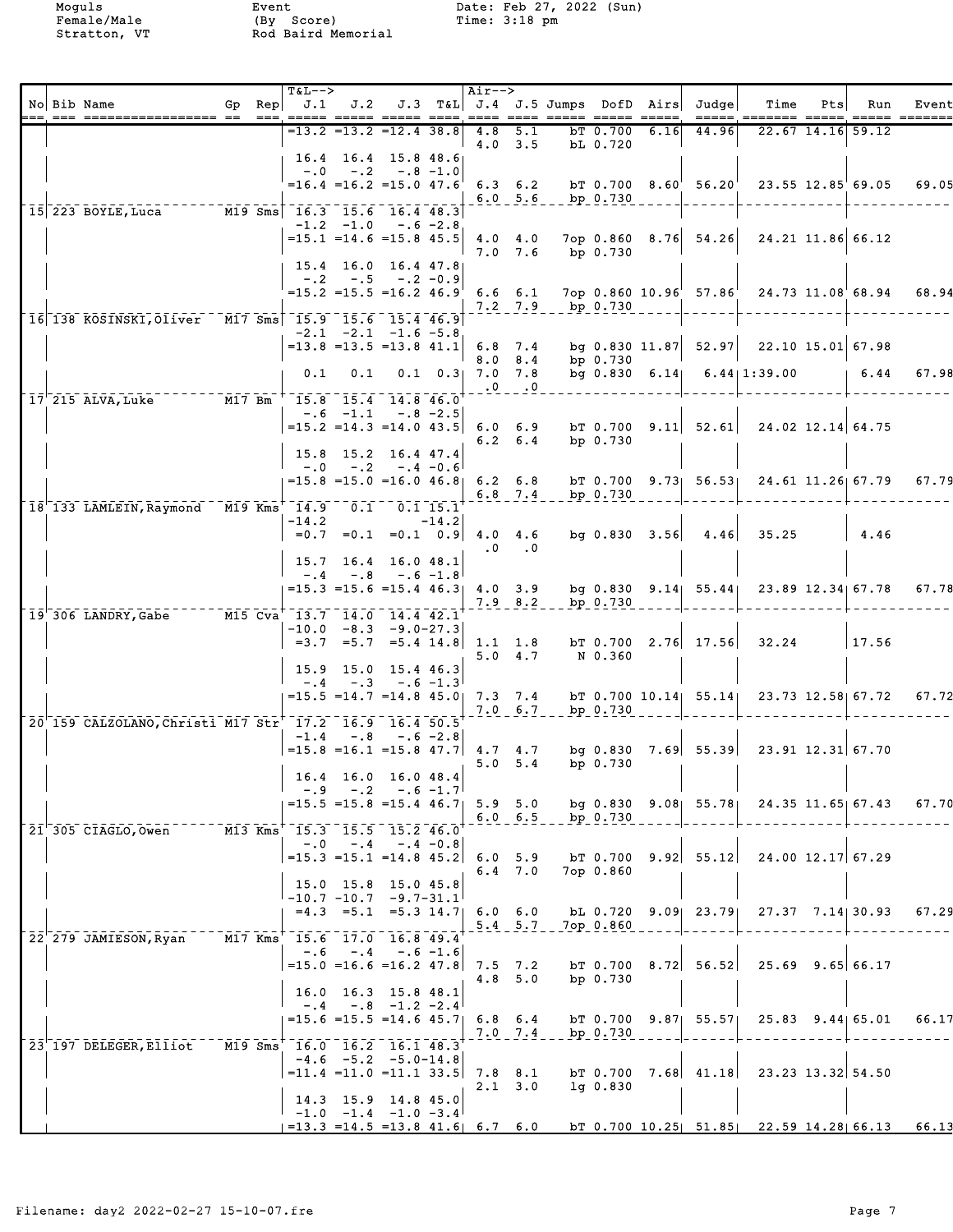Moguls
Female/Male
Stratton, VT

Event
(By Score)
Rod Baird Memorial

Date: Feb 27, 2022 (Sun)
Time: 3:18 pm

| No | Bib | Name | Gp | Rep | J.1 | J.2 | J.3 | T&L | J.4 | J.5 | Jumps | DofD | Airs | Judge | Time | Pts | Run | Event |
|---|---|---|---|---|---|---|---|---|---|---|---|---|---|---|---|---|---|---|
| | | | | | =13.2 | =13.2 | =12.4 | 38.8 | 4.8 | 5.1 | bT | 0.700 | 6.16 | 44.96 | 22.67 | 14.16 | 59.12 | |
| | | | | | | | | | 4.0 | 3.5 | bL | 0.720 | | | | | | |
| | | | | | 16.4 | 16.4 | 15.8 | 48.6 | | | | | | | | | | |
| | | | | | -.0 | -.2 | -.8 | -1.0 | | | | | | | | | | |
| | | | | | =16.4 | =16.2 | =15.0 | 47.6 | 6.3 | 6.2 | bT | 0.700 | 8.60 | 56.20 | 23.55 | 12.85 | 69.05 | 69.05 |
| | | | | | | | | | 6.0 | 5.6 | bp | 0.730 | | | | | | |
| 15 | 223 | BOYLE,Luca | M19 | Sms | 16.3 | 15.6 | 16.4 | 48.3 | | | | | | | | | | |
| | | | | | -1.2 | -1.0 | -.6 | -2.8 | | | | | | | | | | |
| | | | | | =15.1 | =14.6 | =15.8 | 45.5 | 4.0 | 4.0 | 7op | 0.860 | 8.76 | 54.26 | 24.21 | 11.86 | 66.12 | |
| | | | | | | | | | 7.0 | 7.6 | bp | 0.730 | | | | | | |
| | | | | | 15.4 | 16.0 | 16.4 | 47.8 | | | | | | | | | | |
| | | | | | -.2 | -.5 | -.2 | -0.9 | | | | | | | | | | |
| | | | | | =15.2 | =15.5 | =16.2 | 46.9 | 6.6 | 6.1 | 7op | 0.860 | 10.96 | 57.86 | 24.73 | 11.08 | 68.94 | 68.94 |
| | | | | | | | | | 7.2 | 7.9 | bp | 0.730 | | | | | | |
| 16 | 138 | KOSINSKI,Oliver | M17 | Sms | 15.9 | 15.6 | 15.4 | 46.9 | | | | | | | | | | |
| | | | | | -2.1 | -2.1 | -1.6 | -5.8 | | | | | | | | | | |
| | | | | | =13.8 | =13.5 | =13.8 | 41.1 | 6.8 | 7.4 | bg | 0.830 | 11.87 | 52.97 | 22.10 | 15.01 | 67.98 | |
| | | | | | | | | | 8.0 | 8.4 | bp | 0.730 | | | | | | |
| | | | | | 0.1 | 0.1 | 0.1 | 0.3 | 7.0 | 7.8 | bg | 0.830 | 6.14 | 6.44 | 1:39.00 | | 6.44 | 67.98 |
| | | | | | | | | | .0 | .0 | | | | | | | | |
| 17 | 215 | ALVA,Luke | M17 | Bm | 15.8 | 15.4 | 14.8 | 46.0 | | | | | | | | | | |
| | | | | | -.6 | -1.1 | -.8 | -2.5 | | | | | | | | | | |
| | | | | | =15.2 | =14.3 | =14.0 | 43.5 | 6.0 | 6.9 | bT | 0.700 | 9.11 | 52.61 | 24.02 | 12.14 | 64.75 | |
| | | | | | | | | | 6.2 | 6.4 | bp | 0.730 | | | | | | |
| | | | | | 15.8 | 15.2 | 16.4 | 47.4 | | | | | | | | | | |
| | | | | | -.0 | -.2 | -.4 | -0.6 | | | | | | | | | | |
| | | | | | =15.8 | =15.0 | =16.0 | 46.8 | 6.2 | 6.8 | bT | 0.700 | 9.73 | 56.53 | 24.61 | 11.26 | 67.79 | 67.79 |
| | | | | | | | | | 6.8 | 7.4 | bp | 0.730 | | | | | | |
| 18 | 133 | LAMLEIN,Raymond | M19 | Kms | 14.9 | 0.1 | 0.1 | 15.1 | | | | | | | | | | |
| | | | | | -14.2 | | | -14.2 | | | | | | | | | | |
| | | | | | =0.7 | =0.1 | =0.1 | 0.9 | 4.0 | 4.6 | bg | 0.830 | 3.56 | 4.46 | 35.25 | | 4.46 | |
| | | | | | | | | | .0 | .0 | | | | | | | | |
| | | | | | 15.7 | 16.4 | 16.0 | 48.1 | | | | | | | | | | |
| | | | | | -.4 | -.8 | -.6 | -1.8 | | | | | | | | | | |
| | | | | | =15.3 | =15.6 | =15.4 | 46.3 | 4.0 | 3.9 | bg | 0.830 | 9.14 | 55.44 | 23.89 | 12.34 | 67.78 | 67.78 |
| | | | | | | | | | 7.9 | 8.2 | bp | 0.730 | | | | | | |
| 19 | 306 | LANDRY,Gabe | M15 | Cva | 13.7 | 14.0 | 14.4 | 42.1 | | | | | | | | | | |
| | | | | | -10.0 | -8.3 | -9.0 | -27.3 | | | | | | | | | | |
| | | | | | =3.7 | =5.7 | =5.4 | 14.8 | 1.1 | 1.8 | bT | 0.700 | 2.76 | 17.56 | 32.24 | | 17.56 | |
| | | | | | | | | | 5.0 | 4.7 | N | 0.360 | | | | | | |
| | | | | | 15.9 | 15.0 | 15.4 | 46.3 | | | | | | | | | | |
| | | | | | -.4 | -.3 | -.6 | -1.3 | | | | | | | | | | |
| | | | | | =15.5 | =14.7 | =14.8 | 45.0 | 7.3 | 7.4 | bT | 0.700 | 10.14 | 55.14 | 23.73 | 12.58 | 67.72 | 67.72 |
| | | | | | | | | | 7.0 | 6.7 | bp | 0.730 | | | | | | |
| 20 | 159 | CALZOLANO,Christi | M17 | Str | 17.2 | 16.9 | 16.4 | 50.5 | | | | | | | | | | |
| | | | | | -1.4 | -.8 | -.6 | -2.8 | | | | | | | | | | |
| | | | | | =15.8 | =16.1 | =15.8 | 47.7 | 4.7 | 4.7 | bg | 0.830 | 7.69 | 55.39 | 23.91 | 12.31 | 67.70 | |
| | | | | | | | | | 5.0 | 5.4 | bp | 0.730 | | | | | | |
| | | | | | 16.4 | 16.0 | 16.0 | 48.4 | | | | | | | | | | |
| | | | | | -.9 | -.2 | -.6 | -1.7 | | | | | | | | | | |
| | | | | | =15.5 | =15.8 | =15.4 | 46.7 | 5.9 | 5.0 | bg | 0.830 | 9.08 | 55.78 | 24.35 | 11.65 | 67.43 | 67.70 |
| | | | | | | | | | 6.0 | 6.5 | bp | 0.730 | | | | | | |
| 21 | 305 | CIAGLO,Owen | M13 | Kms | 15.3 | 15.5 | 15.2 | 46.0 | | | | | | | | | | |
| | | | | | -.0 | -.4 | -.4 | -0.8 | | | | | | | | | | |
| | | | | | =15.3 | =15.1 | =14.8 | 45.2 | 6.0 | 5.9 | bT | 0.700 | 9.92 | 55.12 | 24.00 | 12.17 | 67.29 | |
| | | | | | | | | | 6.4 | 7.0 | 7op | 0.860 | | | | | | |
| | | | | | 15.0 | 15.8 | 15.0 | 45.8 | | | | | | | | | | |
| | | | | | -10.7 | -10.7 | -9.7 | -31.1 | | | | | | | | | | |
| | | | | | =4.3 | =5.1 | =5.3 | 14.7 | 6.0 | 6.0 | bL | 0.720 | 9.09 | 23.79 | 27.37 | 7.14 | 30.93 | 67.29 |
| | | | | | | | | | 5.4 | 5.7 | 7op | 0.860 | | | | | | |
| 22 | 279 | JAMIESON,Ryan | M17 | Kms | 15.6 | 17.0 | 16.8 | 49.4 | | | | | | | | | | |
| | | | | | -.6 | -.4 | -.6 | -1.6 | | | | | | | | | | |
| | | | | | =15.0 | =16.6 | =16.2 | 47.8 | 7.5 | 7.2 | bT | 0.700 | 8.72 | 56.52 | 25.69 | 9.65 | 66.17 | |
| | | | | | | | | | 4.8 | 5.0 | bp | 0.730 | | | | | | |
| | | | | | 16.0 | 16.3 | 15.8 | 48.1 | | | | | | | | | | |
| | | | | | -.4 | -.8 | -1.2 | -2.4 | | | | | | | | | | |
| | | | | | =15.6 | =15.5 | =14.6 | 45.7 | 6.8 | 6.4 | bT | 0.700 | 9.87 | 55.57 | 25.83 | 9.44 | 65.01 | 66.17 |
| | | | | | | | | | 7.0 | 7.4 | bp | 0.730 | | | | | | |
| 23 | 197 | DELEGER,Elliot | M19 | Sms | 16.0 | 16.2 | 16.1 | 48.3 | | | | | | | | | | |
| | | | | | -4.6 | -5.2 | -5.0 | -14.8 | | | | | | | | | | |
| | | | | | =11.4 | =11.0 | =11.1 | 33.5 | 7.8 | 8.1 | bT | 0.700 | 7.68 | 41.18 | 23.23 | 13.32 | 54.50 | |
| | | | | | | | | | 2.1 | 3.0 | lg | 0.830 | | | | | | |
| | | | | | 14.3 | 15.9 | 14.8 | 45.0 | | | | | | | | | | |
| | | | | | -1.0 | -1.4 | -1.0 | -3.4 | | | | | | | | | | |
| | | | | | =13.3 | =14.5 | =13.8 | 41.6 | 6.7 | 6.0 | bT | 0.700 | 10.25 | 51.85 | 22.59 | 14.28 | 66.13 | 66.13 |

Filename: day2 2022-02-27 15-10-07.fre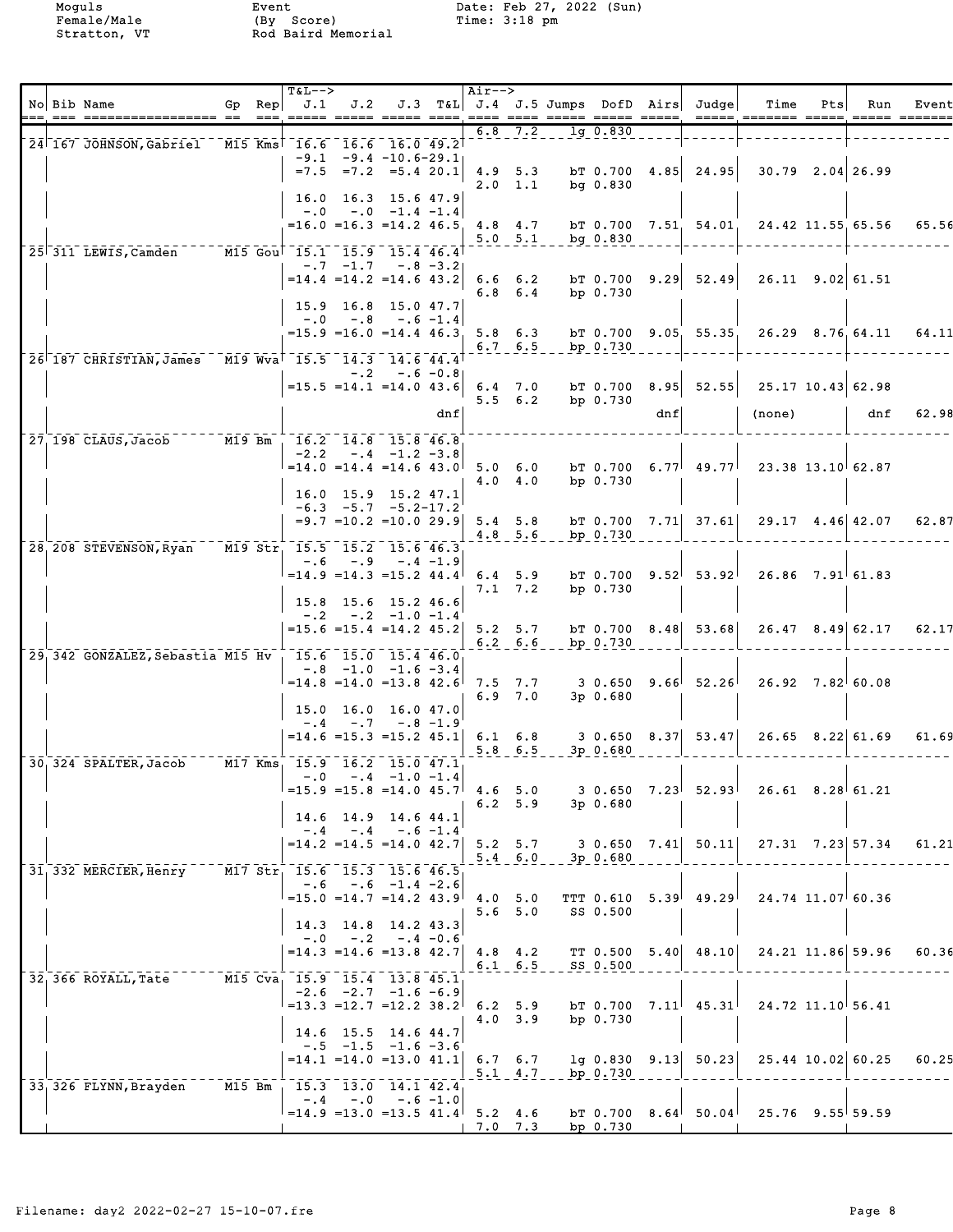Moguls
Female/Male
Stratton, VT

Event
(By Score)
Rod Baird Memorial

Date: Feb 27, 2022 (Sun)
Time: 3:18 pm

| No | Bib | Name | Gp | Rep | J.1 | J.2 | J.3 | T&L | J.4 | J.5 | Jumps | DofD | Airs | Judge | Time | Pts | Run | Event |
|---|---|---|---|---|---|---|---|---|---|---|---|---|---|---|---|---|---|---|
| | | | | | | | | | 6.8 | 7.2 | lg | 0.830 | | | | | | |
| 24 | 167 | JOHNSON, Gabriel | M15 | Kms | 16.6 | 16.6 | 16.0 | 49.2 | | | | | | | | | | |
| | | | | | -9.1 | -9.4 | -10.6 | -29.1 | | | | | | | | | | |
| | | | | | =7.5 | =7.2 | =5.4 | 20.1 | 4.9 | 5.3 | bT | 0.700 | 4.85 | 24.95 | 30.79 | 2.04 | 26.99 | |
| | | | | | | | | | 2.0 | 1.1 | bg | 0.830 | | | | | | |
| | | | | | 16.0 | 16.3 | 15.6 | 47.9 | | | | | | | | | | |
| | | | | | -.0 | -.0 | -1.4 | -1.4 | | | | | | | | | | |
| | | | | | =16.0 | =16.3 | =14.2 | 46.5 | 4.8 | 4.7 | bT | 0.700 | 7.51 | 54.01 | 24.42 | 11.55 | 65.56 | 65.56 |
| | | | | | | | | | 5.0 | 5.1 | bg | 0.830 | | | | | | |
| 25 | 311 | LEWIS, Camden | M15 | Gou | 15.1 | 15.9 | 15.4 | 46.4 | | | | | | | | | | |
| | | | | | -.7 | -1.7 | -.8 | -3.2 | | | | | | | | | | |
| | | | | | =14.4 | =14.2 | =14.6 | 43.2 | 6.6 | 6.2 | bT | 0.700 | 9.29 | 52.49 | 26.11 | 9.02 | 61.51 | |
| | | | | | | | | | 6.8 | 6.4 | bp | 0.730 | | | | | | |
| | | | | | 15.9 | 16.8 | 15.0 | 47.7 | | | | | | | | | | |
| | | | | | -.0 | -.8 | -.6 | -1.4 | | | | | | | | | | |
| | | | | | =15.9 | =16.0 | =14.4 | 46.3 | 5.8 | 6.3 | bT | 0.700 | 9.05 | 55.35 | 26.29 | 8.76 | 64.11 | 64.11 |
| | | | | | | | | | 6.7 | 6.5 | bp | 0.730 | | | | | | |
| 26 | 187 | CHRISTIAN, James | M19 | Wva | 15.5 | 14.3 | 14.6 | 44.4 | | | | | | | | | | |
| | | | | | | -.2 | -.6 | -0.8 | | | | | | | | | | |
| | | | | | =15.5 | =14.1 | =14.0 | 43.6 | 6.4 | 7.0 | bT | 0.700 | 8.95 | 52.55 | 25.17 | 10.43 | 62.98 | |
| | | | | | | | | | 5.5 | 6.2 | bp | 0.730 | | | | | | |
| | | | | | | | | dnf | | | | | dnf | | (none) | | dnf | 62.98 |
| 27 | 198 | CLAUS, Jacob | M19 | Bm | 16.2 | 14.8 | 15.8 | 46.8 | | | | | | | | | | |
| | | | | | -2.2 | -.4 | -1.2 | -3.8 | | | | | | | | | | |
| | | | | | =14.0 | =14.4 | =14.6 | 43.0 | 5.0 | 6.0 | bT | 0.700 | 6.77 | 49.77 | 23.38 | 13.10 | 62.87 | |
| | | | | | | | | | 4.0 | 4.0 | bp | 0.730 | | | | | | |
| | | | | | 16.0 | 15.9 | 15.2 | 47.1 | | | | | | | | | | |
| | | | | | -6.3 | -5.7 | -5.2 | -17.2 | | | | | | | | | | |
| | | | | | =9.7 | =10.2 | =10.0 | 29.9 | 5.4 | 5.8 | bT | 0.700 | 7.71 | 37.61 | 29.17 | 4.46 | 42.07 | 62.87 |
| | | | | | | | | | 4.8 | 5.6 | bp | 0.730 | | | | | | |
| 28 | 208 | STEVENSON, Ryan | M19 | Str | 15.5 | 15.2 | 15.6 | 46.3 | | | | | | | | | | |
| | | | | | -.6 | -.9 | -.4 | -1.9 | | | | | | | | | | |
| | | | | | =14.9 | =14.3 | =15.2 | 44.4 | 6.4 | 5.9 | bT | 0.700 | 9.52 | 53.92 | 26.86 | 7.91 | 61.83 | |
| | | | | | | | | | 7.1 | 7.2 | bp | 0.730 | | | | | | |
| | | | | | 15.8 | 15.6 | 15.2 | 46.6 | | | | | | | | | | |
| | | | | | -.2 | -.2 | -1.0 | -1.4 | | | | | | | | | | |
| | | | | | =15.6 | =15.4 | =14.2 | 45.2 | 5.2 | 5.7 | bT | 0.700 | 8.48 | 53.68 | 26.47 | 8.49 | 62.17 | 62.17 |
| | | | | | | | | | 6.2 | 6.6 | bp | 0.730 | | | | | | |
| 29 | 342 | GONZALEZ, Sebastia | M15 | Hv | 15.6 | 15.0 | 15.4 | 46.0 | | | | | | | | | | |
| | | | | | -.8 | -1.0 | -1.6 | -3.4 | | | | | | | | | | |
| | | | | | =14.8 | =14.0 | =13.8 | 42.6 | 7.5 | 7.7 | 3 | 0.650 | 9.66 | 52.26 | 26.92 | 7.82 | 60.08 | |
| | | | | | | | | | 6.9 | 7.0 | 3p | 0.680 | | | | | | |
| | | | | | 15.0 | 16.0 | 16.0 | 47.0 | | | | | | | | | | |
| | | | | | -.4 | -.7 | -.8 | -1.9 | | | | | | | | | | |
| | | | | | =14.6 | =15.3 | =15.2 | 45.1 | 6.1 | 6.8 | 3 | 0.650 | 8.37 | 53.47 | 26.65 | 8.22 | 61.69 | 61.69 |
| | | | | | | | | | 5.8 | 6.5 | 3p | 0.680 | | | | | | |
| 30 | 324 | SPALTER, Jacob | M17 | Kms | 15.9 | 16.2 | 15.0 | 47.1 | | | | | | | | | | |
| | | | | | -.0 | -.4 | -1.0 | -1.4 | | | | | | | | | | |
| | | | | | =15.9 | =15.8 | =14.0 | 45.7 | 4.6 | 5.0 | 3 | 0.650 | 7.23 | 52.93 | 26.61 | 8.28 | 61.21 | |
| | | | | | | | | | 6.2 | 5.9 | 3p | 0.680 | | | | | | |
| | | | | | 14.6 | 14.9 | 14.6 | 44.1 | | | | | | | | | | |
| | | | | | -.4 | -.4 | -.6 | -1.4 | | | | | | | | | | |
| | | | | | =14.2 | =14.5 | =14.0 | 42.7 | 5.2 | 5.7 | 3 | 0.650 | 7.41 | 50.11 | 27.31 | 7.23 | 57.34 | 61.21 |
| | | | | | | | | | 5.4 | 6.0 | 3p | 0.680 | | | | | | |
| 31 | 332 | MERCIER, Henry | M17 | Str | 15.6 | 15.3 | 15.6 | 46.5 | | | | | | | | | | |
| | | | | | -.6 | -.6 | -1.4 | -2.6 | | | | | | | | | | |
| | | | | | =15.0 | =14.7 | =14.2 | 43.9 | 4.0 | 5.0 | TTT | 0.610 | 5.39 | 49.29 | 24.74 | 11.07 | 60.36 | |
| | | | | | | | | | 5.6 | 5.0 | SS | 0.500 | | | | | | |
| | | | | | 14.3 | 14.8 | 14.2 | 43.3 | | | | | | | | | | |
| | | | | | -.0 | -.2 | -.4 | -0.6 | | | | | | | | | | |
| | | | | | =14.3 | =14.6 | =13.8 | 42.7 | 4.8 | 4.2 | TT | 0.500 | 5.40 | 48.10 | 24.21 | 11.86 | 59.96 | 60.36 |
| | | | | | | | | | 6.1 | 6.5 | SS | 0.500 | | | | | | |
| 32 | 366 | ROYALL, Tate | M15 | Cva | 15.9 | 15.4 | 13.8 | 45.1 | | | | | | | | | | |
| | | | | | -2.6 | -2.7 | -1.6 | -6.9 | | | | | | | | | | |
| | | | | | =13.3 | =12.7 | =12.2 | 38.2 | 6.2 | 5.9 | bT | 0.700 | 7.11 | 45.31 | 24.72 | 11.10 | 56.41 | |
| | | | | | | | | | 4.0 | 3.9 | bp | 0.730 | | | | | | |
| | | | | | 14.6 | 15.5 | 14.6 | 44.7 | | | | | | | | | | |
| | | | | | -.5 | -1.5 | -1.6 | -3.6 | | | | | | | | | | |
| | | | | | =14.1 | =14.0 | =13.0 | 41.1 | 6.7 | 6.7 | lg | 0.830 | 9.13 | 50.23 | 25.44 | 10.02 | 60.25 | 60.25 |
| | | | | | | | | | 5.1 | 4.7 | bp | 0.730 | | | | | | |
| 33 | 326 | FLYNN, Brayden | M15 | Bm | 15.3 | 13.0 | 14.1 | 42.4 | | | | | | | | | | |
| | | | | | -.4 | -.0 | -.6 | -1.0 | | | | | | | | | | |
| | | | | | =14.9 | =13.0 | =13.5 | 41.4 | 5.2 | 4.6 | bT | 0.700 | 8.64 | 50.04 | 25.76 | 9.55 | 59.59 | |
| | | | | | | | | | 7.0 | 7.3 | bp | 0.730 | | | | | | |

Filename: day2 2022-02-27 15-10-07.fre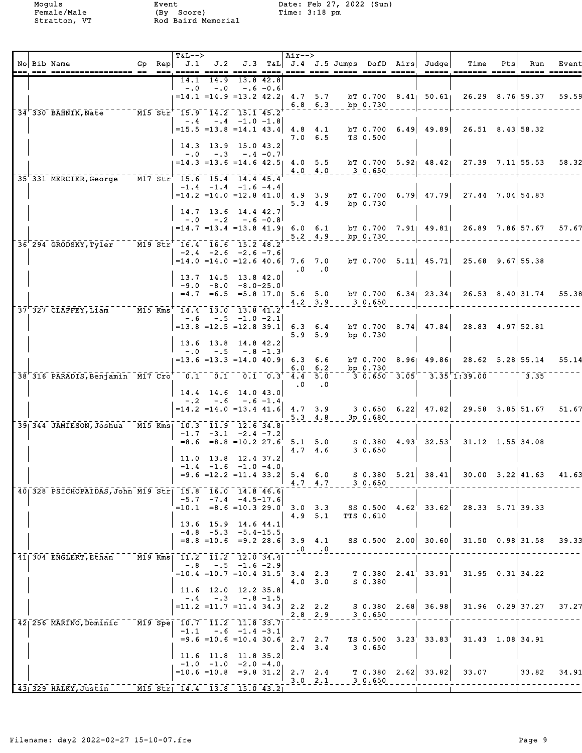Moguls
Female/Male
Stratton, VT

Event
(By Score)
Rod Baird Memorial

Date: Feb 27, 2022 (Sun)
Time: 3:18 pm

| No | Bib | Name | Gp | Rep | J.1 | J.2 | J.3 | T&L | J.4 | J.5 | Jumps | DofD | Airs | Judge | Time | Pts | Run | Event |
|---|---|---|---|---|---|---|---|---|---|---|---|---|---|---|---|---|---|---|
| | | | | | 14.1 | 14.9 | 13.8 | 42.8 | | | | | | | | | | |
| | | | | | -.0 | -.0 | -.6 | -0.6 | | | | | | | | | | |
| | | | | | =14.1 | =14.9 | =13.2 | 42.2 | 4.7 | 5.7 | bT | 0.700 | 8.41 | 50.61 | 26.29 | 8.76 | 59.37 | 59.59 |
| | | | | | | | | | 6.8 | 6.3 | bp | 0.730 | | | | | | |
| 34 | 330 | BAHNIK, Nate | M15 | Str | 15.9 | 14.2 | 15.1 | 45.2 | | | | | | | | | | |
| | | | | | -.4 | -.4 | -1.0 | -1.8 | | | | | | | | | | |
| | | | | | =15.5 | =13.8 | =14.1 | 43.4 | 4.8 | 4.1 | bT | 0.700 | 6.49 | 49.89 | 26.51 | 8.43 | 58.32 | |
| | | | | | | | | | 7.0 | 6.5 | TS | 0.500 | | | | | | |
| | | | | | 14.3 | 13.9 | 15.0 | 43.2 | | | | | | | | | | |
| | | | | | -.0 | -.3 | -.4 | -0.7 | | | | | | | | | | |
| | | | | | =14.3 | =13.6 | =14.6 | 42.5 | 4.0 | 5.5 | bT | 0.700 | 5.92 | 48.42 | 27.39 | 7.11 | 55.53 | 58.32 |
| | | | | | | | | | 4.0 | 4.0 | 3 | 0.650 | | | | | | |
| 35 | 331 | MERCIER, George | M17 | Str | 15.6 | 15.4 | 14.4 | 45.4 | | | | | | | | | | |
| | | | | | -1.4 | -1.4 | -1.6 | -4.4 | | | | | | | | | | |
| | | | | | =14.2 | =14.0 | =12.8 | 41.0 | 4.9 | 3.9 | bT | 0.700 | 6.79 | 47.79 | 27.44 | 7.04 | 54.83 | |
| | | | | | | | | | 5.3 | 4.9 | bp | 0.730 | | | | | | |
| | | | | | 14.7 | 13.6 | 14.4 | 42.7 | | | | | | | | | | |
| | | | | | -.0 | -.2 | -.6 | -0.8 | | | | | | | | | | |
| | | | | | =14.7 | =13.4 | =13.8 | 41.9 | 6.0 | 6.1 | bT | 0.700 | 7.91 | 49.81 | 26.89 | 7.86 | 57.67 | 57.67 |
| | | | | | | | | | 5.2 | 4.9 | bp | 0.730 | | | | | | |
| 36 | 294 | GRODSKY, Tyler | M19 | Str | 16.4 | 16.6 | 15.2 | 48.2 | | | | | | | | | | |
| | | | | | -2.4 | -2.6 | -2.6 | -7.6 | | | | | | | | | | |
| | | | | | =14.0 | =14.0 | =12.6 | 40.6 | 7.6 | 7.0 | bT | 0.700 | 5.11 | 45.71 | 25.68 | 9.67 | 55.38 | |
| | | | | | | | | | .0 | .0 | | | | | | | | |
| | | | | | 13.7 | 14.5 | 13.8 | 42.0 | | | | | | | | | | |
| | | | | | -9.0 | -8.0 | -8.0 | -25.0 | | | | | | | | | | |
| | | | | | =4.7 | =6.5 | =5.8 | 17.0 | 5.6 | 5.0 | bT | 0.700 | 6.34 | 23.34 | 26.53 | 8.40 | 31.74 | 55.38 |
| | | | | | | | | | 4.2 | 3.9 | 3 | 0.650 | | | | | | |
| 37 | 327 | CLAFFEY, Liam | M15 | Kms | 14.4 | 13.0 | 13.8 | 41.2 | | | | | | | | | | |
| | | | | | -.6 | -.5 | -1.0 | -2.1 | | | | | | | | | | |
| | | | | | =13.8 | =12.5 | =12.8 | 39.1 | 6.3 | 6.4 | bT | 0.700 | 8.74 | 47.84 | 28.83 | 4.97 | 52.81 | |
| | | | | | | | | | 5.9 | 5.9 | bp | 0.730 | | | | | | |
| | | | | | 13.6 | 13.8 | 14.8 | 42.2 | | | | | | | | | | |
| | | | | | -.0 | -.5 | -.8 | -1.3 | | | | | | | | | | |
| | | | | | =13.6 | =13.3 | =14.0 | 40.9 | 6.3 | 6.6 | bT | 0.700 | 8.96 | 49.86 | 28.62 | 5.28 | 55.14 | 55.14 |
| | | | | | | | | | 6.0 | 6.2 | bp | 0.730 | | | | | | |
| 38 | 316 | PARADIS, Benjamin | M17 | Cro | 0.1 | 0.1 | 0.1 | 0.3 | 4.4 | 5.0 | 3 | 0.650 | 3.05 | 3.35 | 1:39.00 | | 3.35 | |
| | | | | | | | | | .0 | .0 | | | | | | | | |
| | | | | | 14.4 | 14.6 | 14.0 | 43.0 | | | | | | | | | | |
| | | | | | -.2 | -.6 | -.6 | -1.4 | | | | | | | | | | |
| | | | | | =14.2 | =14.0 | =13.4 | 41.6 | 4.7 | 3.9 | 3 | 0.650 | 6.22 | 47.82 | 29.58 | 3.85 | 51.67 | 51.67 |
| | | | | | | | | | 5.3 | 4.8 | 3p | 0.680 | | | | | | |
| 39 | 344 | JAMIESON, Joshua | M15 | Kms | 10.3 | 11.9 | 12.6 | 34.8 | | | | | | | | | | |
| | | | | | -1.7 | -3.1 | -2.4 | -7.2 | | | | | | | | | | |
| | | | | | =8.6 | =8.8 | =10.2 | 27.6 | 5.1 | 5.0 | S | 0.380 | 4.93 | 32.53 | 31.12 | 1.55 | 34.08 | |
| | | | | | | | | | 4.7 | 4.6 | 3 | 0.650 | | | | | | |
| | | | | | 11.0 | 13.8 | 12.4 | 37.2 | | | | | | | | | | |
| | | | | | -1.4 | -1.6 | -1.0 | -4.0 | | | | | | | | | | |
| | | | | | =9.6 | =12.2 | =11.4 | 33.2 | 5.4 | 6.0 | S | 0.380 | 5.21 | 38.41 | 30.00 | 3.22 | 41.63 | 41.63 |
| | | | | | | | | | 4.7 | 4.7 | 3 | 0.650 | | | | | | |
| 40 | 328 | PSICHOPAIDAS, John | M19 | Str | 15.8 | 16.0 | 14.8 | 46.6 | | | | | | | | | | |
| | | | | | -5.7 | -7.4 | -4.5 | -17.6 | | | | | | | | | | |
| | | | | | =10.1 | =8.6 | =10.3 | 29.0 | 3.0 | 3.3 | SS | 0.500 | 4.62 | 33.62 | 28.33 | 5.71 | 39.33 | |
| | | | | | | | | | 4.9 | 5.1 | TTS | 0.610 | | | | | | |
| | | | | | 13.6 | 15.9 | 14.6 | 44.1 | | | | | | | | | | |
| | | | | | -4.8 | -5.3 | -5.4 | -15.5 | | | | | | | | | | |
| | | | | | =8.8 | =10.6 | =9.2 | 28.6 | 3.9 | 4.1 | SS | 0.500 | 2.00 | 30.60 | 31.50 | 0.98 | 31.58 | 39.33 |
| | | | | | | | | | .0 | .0 | | | | | | | | |
| 41 | 304 | ENGLERT, Ethan | M19 | Kms | 11.2 | 11.2 | 12.0 | 34.4 | | | | | | | | | | |
| | | | | | -.8 | -.5 | -1.6 | -2.9 | | | | | | | | | | |
| | | | | | =10.4 | =10.7 | =10.4 | 31.5 | 3.4 | 2.3 | T | 0.380 | 2.41 | 33.91 | 31.95 | 0.31 | 34.22 | |
| | | | | | | | | | 4.0 | 3.0 | S | 0.380 | | | | | | |
| | | | | | 11.6 | 12.0 | 12.2 | 35.8 | | | | | | | | | | |
| | | | | | -.4 | -.3 | -.8 | -1.5 | | | | | | | | | | |
| | | | | | =11.2 | =11.7 | =11.4 | 34.3 | 2.2 | 2.2 | S | 0.380 | 2.68 | 36.98 | 31.96 | 0.29 | 37.27 | 37.27 |
| | | | | | | | | | 2.8 | 2.9 | 3 | 0.650 | | | | | | |
| 42 | 256 | MARINO, Dominic | M19 | Spe | 10.7 | 11.2 | 11.8 | 33.7 | | | | | | | | | | |
| | | | | | -1.1 | -.6 | -1.4 | -3.1 | | | | | | | | | | |
| | | | | | =9.6 | =10.6 | =10.4 | 30.6 | 2.7 | 2.7 | TS | 0.500 | 3.23 | 33.83 | 31.43 | 1.08 | 34.91 | |
| | | | | | | | | | 2.4 | 3.4 | 3 | 0.650 | | | | | | |
| | | | | | 11.6 | 11.8 | 11.8 | 35.2 | | | | | | | | | | |
| | | | | | -1.0 | -1.0 | -2.0 | -4.0 | | | | | | | | | | |
| | | | | | =10.6 | =10.8 | =9.8 | 31.2 | 2.7 | 2.4 | T | 0.380 | 2.62 | 33.82 | 33.07 | | 33.82 | 34.91 |
| | | | | | | | | | 3.0 | 2.1 | 3 | 0.650 | | | | | | |
| 43 | 329 | HALKY, Justin | M15 | Str | 14.4 | 13.8 | 15.0 | 43.2 | | | | | | | | | | |

Filename: day2 2022-02-27 15-10-07.fre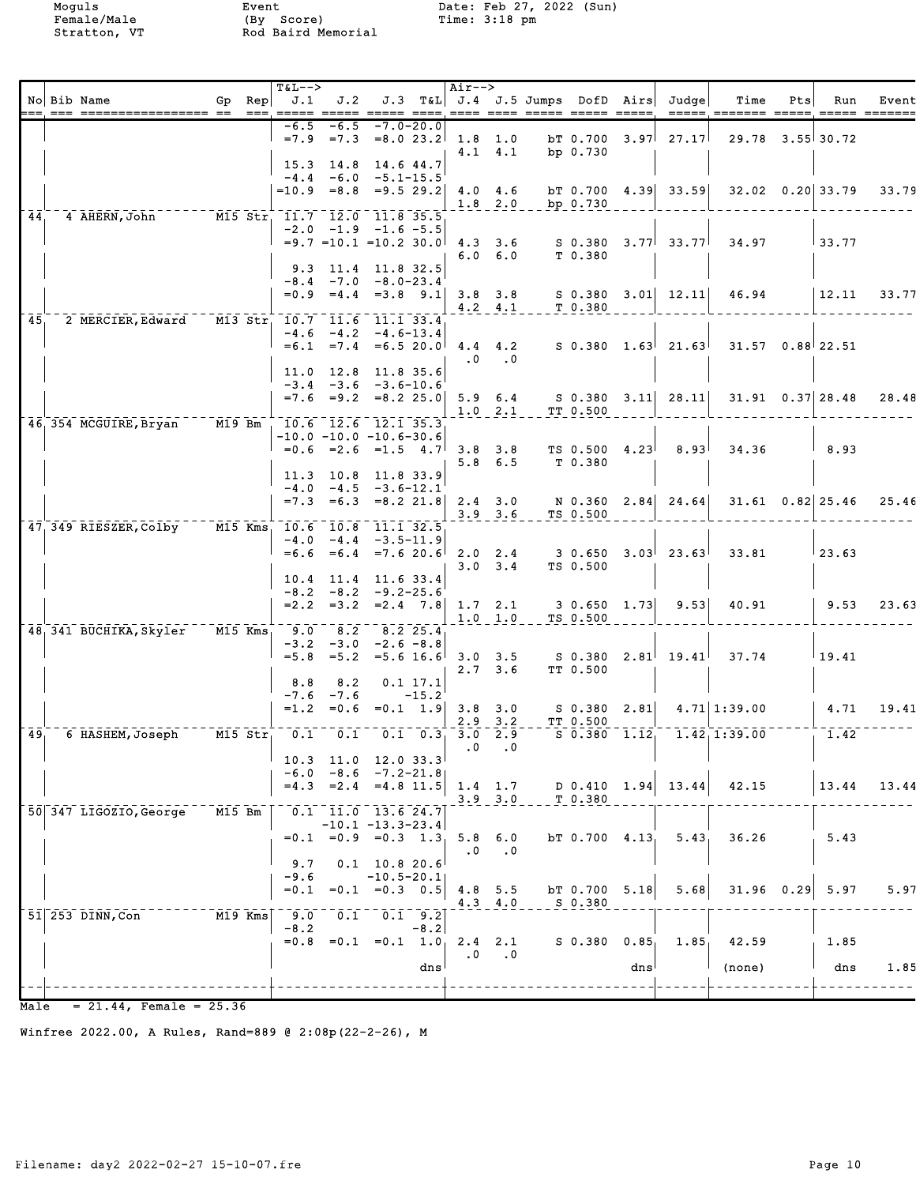Moguls
Female/Male
Stratton, VT

Event
(By Score)
Rod Baird Memorial

Date: Feb 27, 2022 (Sun)
Time: 3:18 pm

| No | Bib Name | Gp | Rep | J.1 | J.2 | J.3 | T&L | J.4 | J.5 | Jumps DofD | Airs | Judge | Time | Pts | Run | Event |
|---|---|---|---|---|---|---|---|---|---|---|---|---|---|---|---|---|
| | | | | -6.5 | -6.5 | -7.0 | -20.0 | | | | | | | | | |
| | | | | =7.9 | =7.3 | =8.0 | 23.2 | 1.8 | 1.0 | bT 0.700 | 3.97 | 27.17 | 29.78 | 3.55 | 30.72 | |
| | | | | | | | | 4.1 | 4.1 | bp 0.730 | | | | | | |
| | | | | 15.3 | 14.8 | 14.6 | 44.7 | | | | | | | | | |
| | | | | -4.4 | -6.0 | -5.1 | -15.5 | | | | | | | | | |
| | | | | =10.9 | =8.8 | =9.5 | 29.2 | 4.0 | 4.6 | bT 0.700 | 4.39 | 33.59 | 32.02 | 0.20 | 33.79 | 33.79 |
| | | | | | | | | 1.8 | 2.0 | bp 0.730 | | | | | | |
| 44 | 4 AHERN, John | M15 | Str | 11.7 | 12.0 | 11.8 | 35.5 | | | | | | | | | |
| | | | | -2.0 | -1.9 | -1.6 | -5.5 | | | | | | | | | |
| | | | | =9.7 | =10.1 | =10.2 | 30.0 | 4.3 | 3.6 | S 0.380 | 3.77 | 33.77 | 34.97 | | 33.77 | |
| | | | | | | | | 6.0 | 6.0 | T 0.380 | | | | | | |
| | | | | 9.3 | 11.4 | 11.8 | 32.5 | | | | | | | | | |
| | | | | -8.4 | -7.0 | -8.0 | -23.4 | | | | | | | | | |
| | | | | =0.9 | =4.4 | =3.8 | 9.1 | 3.8 | 3.8 | S 0.380 | 3.01 | 12.11 | 46.94 | | 12.11 | 33.77 |
| | | | | | | | | 4.2 | 4.1 | T 0.380 | | | | | | |
| 45 | 2 MERCIER, Edward | M13 | Str | 10.7 | 11.6 | 11.1 | 33.4 | | | | | | | | | |
| | | | | -4.6 | -4.2 | -4.6 | -13.4 | | | | | | | | | |
| | | | | =6.1 | =7.4 | =6.5 | 20.0 | 4.4 | 4.2 | S 0.380 | 1.63 | 21.63 | 31.57 | 0.88 | 22.51 | |
| | | | | | | | | .0 | .0 | | | | | | | |
| | | | | 11.0 | 12.8 | 11.8 | 35.6 | | | | | | | | | |
| | | | | -3.4 | -3.6 | -3.6 | -10.6 | | | | | | | | | |
| | | | | =7.6 | =9.2 | =8.2 | 25.0 | 5.9 | 6.4 | S 0.380 | 3.11 | 28.11 | 31.91 | 0.37 | 28.48 | 28.48 |
| | | | | | | | | 1.0 | 2.1 | TT 0.500 | | | | | | |
| 46 | 354 MCGUIRE, Bryan | M19 | Bm | 10.6 | 12.6 | 12.1 | 35.3 | | | | | | | | | |
| | | | | -10.0 | -10.0 | -10.6 | -30.6 | | | | | | | | | |
| | | | | =0.6 | =2.6 | =1.5 | 4.7 | 3.8 | 3.8 | TS 0.500 | 4.23 | 8.93 | 34.36 | | 8.93 | |
| | | | | | | | | 5.8 | 6.5 | T 0.380 | | | | | | |
| | | | | 11.3 | 10.8 | 11.8 | 33.9 | | | | | | | | | |
| | | | | -4.0 | -4.5 | -3.6 | -12.1 | | | | | | | | | |
| | | | | =7.3 | =6.3 | =8.2 | 21.8 | 2.4 | 3.0 | N 0.360 | 2.84 | 24.64 | 31.61 | 0.82 | 25.46 | 25.46 |
| | | | | | | | | 3.9 | 3.6 | TS 0.500 | | | | | | |
| 47 | 349 RIESZER, Colby | M15 | Kms | 10.6 | 10.8 | 11.1 | 32.5 | | | | | | | | | |
| | | | | -4.0 | -4.4 | -3.5 | -11.9 | | | | | | | | | |
| | | | | =6.6 | =6.4 | =7.6 | 20.6 | 2.0 | 2.4 | 3 0.650 | 3.03 | 23.63 | 33.81 | | 23.63 | |
| | | | | | | | | 3.0 | 3.4 | TS 0.500 | | | | | | |
| | | | | 10.4 | 11.4 | 11.6 | 33.4 | | | | | | | | | |
| | | | | -8.2 | -8.2 | -9.2 | -25.6 | | | | | | | | | |
| | | | | =2.2 | =3.2 | =2.4 | 7.8 | 1.7 | 2.1 | 3 0.650 | 1.73 | 9.53 | 40.91 | | 9.53 | 23.63 |
| | | | | | | | | 1.0 | 1.0 | TS 0.500 | | | | | | |
| 48 | 341 BUCHIKA, Skyler | M15 | Kms | 9.0 | 8.2 | 8.2 | 25.4 | | | | | | | | | |
| | | | | -3.2 | -3.0 | -2.6 | -8.8 | | | | | | | | | |
| | | | | =5.8 | =5.2 | =5.6 | 16.6 | 3.0 | 3.5 | S 0.380 | 2.81 | 19.41 | 37.74 | | 19.41 | |
| | | | | | | | | 2.7 | 3.6 | TT 0.500 | | | | | | |
| | | | | 8.8 | 8.2 | 0.1 | 17.1 | | | | | | | | | |
| | | | | -7.6 | -7.6 | | -15.2 | | | | | | | | | |
| | | | | =1.2 | =0.6 | =0.1 | 1.9 | 3.8 | 3.0 | S 0.380 | 2.81 | 4.71 | 1:39.00 | | 4.71 | 19.41 |
| | | | | | | | | 2.9 | 3.2 | TT 0.500 | | | | | | |
| 49 | 6 HASHEM, Joseph | M15 | Str | 0.1 | 0.1 | 0.1 | 0.3 | 3.0 | 2.9 | S 0.380 | 1.12 | 1.42 | 1:39.00 | | 1.42 | |
| | | | | | | | | .0 | .0 | | | | | | | |
| | | | | 10.3 | 11.0 | 12.0 | 33.3 | | | | | | | | | |
| | | | | -6.0 | -8.6 | -7.2 | -21.8 | | | | | | | | | |
| | | | | =4.3 | =2.4 | =4.8 | 11.5 | 1.4 | 1.7 | D 0.410 | 1.94 | 13.44 | 42.15 | | 13.44 | 13.44 |
| | | | | | | | | 3.9 | 3.0 | T 0.380 | | | | | | |
| 50 | 347 LIGOZIO, George | M15 | Bm | 0.1 | 11.0 | 13.6 | 24.7 | | | | | | | | | |
| | | | | | -10.1 | -13.3 | -23.4 | | | | | | | | | |
| | | | | =0.1 | =0.9 | =0.3 | 1.3 | 5.8 | 6.0 | bT 0.700 | 4.13 | 5.43 | 36.26 | | 5.43 | |
| | | | | | | | | .0 | .0 | | | | | | | |
| | | | | 9.7 | 0.1 | 10.8 | 20.6 | | | | | | | | | |
| | | | | -9.6 | | -10.5 | -20.1 | | | | | | | | | |
| | | | | =0.1 | =0.1 | =0.3 | 0.5 | 4.8 | 5.5 | bT 0.700 | 5.18 | 5.68 | 31.96 | 0.29 | 5.97 | 5.97 |
| | | | | | | | | 4.3 | 4.0 | S 0.380 | | | | | | |
| 51 | 253 DINN, Con | M19 | Kms | 9.0 | 0.1 | 0.1 | 9.2 | | | | | | | | | |
| | | | | -8.2 | | | -8.2 | | | | | | | | | |
| | | | | =0.8 | =0.1 | =0.1 | 1.0 | 2.4 | 2.1 | S 0.380 | 0.85 | 1.85 | 42.59 | | 1.85 | |
| | | | | | | | | .0 | .0 | | | | | | | |
| | | | | | | | dns | | | | dns | | (none) | | dns | 1.85 |

Male = 21.44, Female = 25.36

Winfree 2022.00, A Rules, Rand=889 @ 2:08p(22-2-26), M

Filename: day2 2022-02-27 15-10-07.fre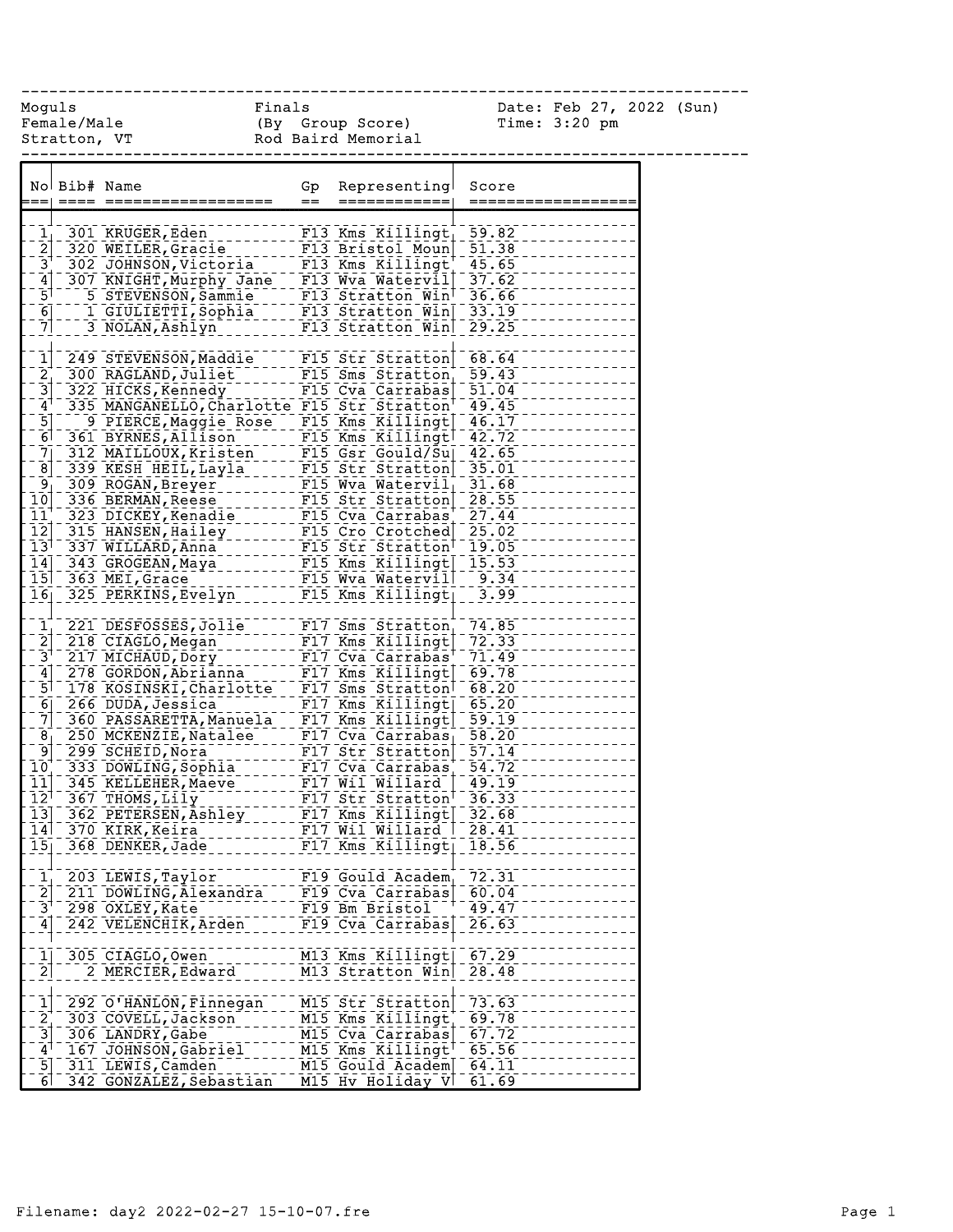Moguls | Finals | Date: Feb 27, 2022 (Sun)
Female/Male | (By Group Score) | Time: 3:20 pm
Stratton, VT | Rod Baird Memorial |

| No | Bib# | Name | Gp | Representing | Score |
|---|---|---|---|---|---|
| 1 | 301 | KRUGER,Eden | F13 | Kms Killingt | 59.82 |
| 2 | 320 | WEILER,Gracie | F13 | Bristol Moun | 51.38 |
| 3 | 302 | JOHNSON,Victoria | F13 | Kms Killingt | 45.65 |
| 4 | 307 | KNIGHT,Murphy Jane | F13 | Wva Watervil | 37.62 |
| 5 | 5 | STEVENSON,Sammie | F13 | Stratton Win | 36.66 |
| 6 | 1 | GIULIETTI,Sophia | F13 | Stratton Win | 33.19 |
| 7 | 3 | NOLAN,Ashlyn | F13 | Stratton Win | 29.25 |
| | | | | | |
| 1 | 249 | STEVENSON,Maddie | F15 | Str Stratton | 68.64 |
| 2 | 300 | RAGLAND,Juliet | F15 | Sms Stratton | 59.43 |
| 3 | 322 | HICKS,Kennedy | F15 | Cva Carrabas | 51.04 |
| 4 | 335 | MANGANELLO,Charlotte | F15 | Str Stratton | 49.45 |
| 5 | 9 | PIERCE,Maggie Rose | F15 | Kms Killingt | 46.17 |
| 6 | 361 | BYRNES,Allison | F15 | Kms Killingt | 42.72 |
| 7 | 312 | MAILLOUX,Kristen | F15 | Gsr Gould/Su | 42.65 |
| 8 | 339 | KESH HEIL,Layla | F15 | Str Stratton | 35.01 |
| 9 | 309 | ROGAN,Breyer | F15 | Wva Watervil | 31.68 |
| 10 | 336 | BERMAN,Reese | F15 | Str Stratton | 28.55 |
| 11 | 323 | DICKEY,Kenadie | F15 | Cva Carrabas | 27.44 |
| 12 | 315 | HANSEN,Hailey | F15 | Cro Crotched | 25.02 |
| 13 | 337 | WILLARD,Anna | F15 | Str Stratton | 19.05 |
| 14 | 343 | GROGEAN,Maya | F15 | Kms Killingt | 15.53 |
| 15 | 363 | MEI,Grace | F15 | Wva Watervil | 9.34 |
| 16 | 325 | PERKINS,Evelyn | F15 | Kms Killingt | 3.99 |
| | | | | | |
| 1 | 221 | DESFOSSES,Jolie | F17 | Sms Stratton | 74.85 |
| 2 | 218 | CIAGLO,Megan | F17 | Kms Killingt | 72.33 |
| 3 | 217 | MICHAUD,Dory | F17 | Cva Carrabas | 71.49 |
| 4 | 278 | GORDON,Abrianna | F17 | Kms Killingt | 69.78 |
| 5 | 178 | KOSINSKI,Charlotte | F17 | Sms Stratton | 68.20 |
| 6 | 266 | DUDA,Jessica | F17 | Kms Killingt | 65.20 |
| 7 | 360 | PASSARETTA,Manuela | F17 | Kms Killingt | 59.19 |
| 8 | 250 | MCKENZIE,Natalee | F17 | Cva Carrabas | 58.20 |
| 9 | 299 | SCHEID,Nora | F17 | Str Stratton | 57.14 |
| 10 | 333 | DOWLING,Sophia | F17 | Cva Carrabas | 54.72 |
| 11 | 345 | KELLEHER,Maeve | F17 | Wil Willard | 49.19 |
| 12 | 367 | THOMS,Lily | F17 | Str Stratton | 36.33 |
| 13 | 362 | PETERSEN,Ashley | F17 | Kms Killingt | 32.68 |
| 14 | 370 | KIRK,Keira | F17 | Wil Willard | 28.41 |
| 15 | 368 | DENKER,Jade | F17 | Kms Killingt | 18.56 |
| | | | | | |
| 1 | 203 | LEWIS,Taylor | F19 | Gould Academ | 72.31 |
| 2 | 211 | DOWLING,Alexandra | F19 | Cva Carrabas | 60.04 |
| 3 | 298 | OXLEY,Kate | F19 | Bm Bristol | 49.47 |
| 4 | 242 | VELENCHIK,Arden | F19 | Cva Carrabas | 26.63 |
| | | | | | |
| 1 | 305 | CIAGLO,Owen | M13 | Kms Killingt | 67.29 |
| 2 | 2 | MERCIER,Edward | M13 | Stratton Win | 28.48 |
| | | | | | |
| 1 | 292 | O'HANLON,Finnegan | M15 | Str Stratton | 73.63 |
| 2 | 303 | COVELL,Jackson | M15 | Kms Killingt | 69.78 |
| 3 | 306 | LANDRY,Gabe | M15 | Cva Carrabas | 67.72 |
| 4 | 167 | JOHNSON,Gabriel | M15 | Kms Killingt | 65.56 |
| 5 | 311 | LEWIS,Camden | M15 | Gould Academ | 64.11 |
| 6 | 342 | GONZALEZ,Sebastian | M15 | Hv Holiday V | 61.69 |

Filename: day2 2022-02-27 15-10-07.fre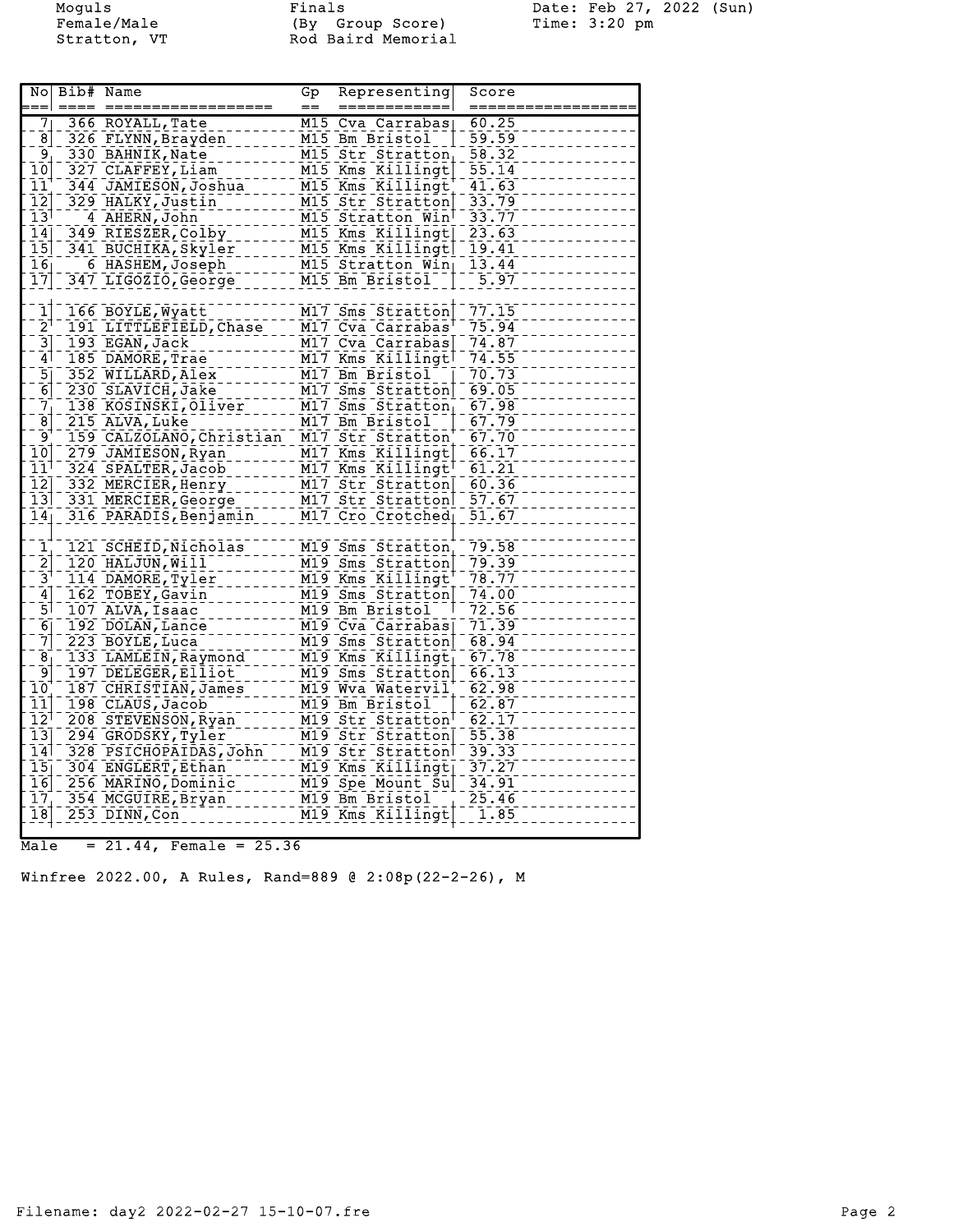Moguls
Female/Male
Stratton, VT

Finals
(By Group Score)
Rod Baird Memorial

Date: Feb 27, 2022 (Sun)
Time: 3:20 pm

| No | Bib# | Name | Gp | Representing | Score |
|---|---|---|---|---|---|
| 7 | 366 | ROYALL,Tate | M15 | Cva Carrabas | 60.25 |
| 8 | 326 | FLYNN,Brayden | M15 | Bm Bristol | 59.59 |
| 9 | 330 | BAHNIK,Nate | M15 | Str Stratton | 58.32 |
| 10 | 327 | CLAFFEY,Liam | M15 | Kms Killingt | 55.14 |
| 11 | 344 | JAMIESON,Joshua | M15 | Kms Killingt | 41.63 |
| 12 | 329 | HALKY,Justin | M15 | Str Stratton | 33.79 |
| 13 | 4 | AHERN,John | M15 | Stratton Win | 33.77 |
| 14 | 349 | RIESZER,Colby | M15 | Kms Killingt | 23.63 |
| 15 | 341 | BUCHIKA,Skyler | M15 | Kms Killingt | 19.41 |
| 16 | 6 | HASHEM,Joseph | M15 | Stratton Win | 13.44 |
| 17 | 347 | LIGOZIO,George | M15 | Bm Bristol | 5.97 |
| | | | | | |
| 1 | 166 | BOYLE,Wyatt | M17 | Sms Stratton | 77.15 |
| 2 | 191 | LITTLEFIELD,Chase | M17 | Cva Carrabas | 75.94 |
| 3 | 193 | EGAN,Jack | M17 | Cva Carrabas | 74.87 |
| 4 | 185 | DAMORE,Trae | M17 | Kms Killingt | 74.55 |
| 5 | 352 | WILLARD,Alex | M17 | Bm Bristol | 70.73 |
| 6 | 230 | SLAVICH,Jake | M17 | Sms Stratton | 69.05 |
| 7 | 138 | KOSINSKI,Oliver | M17 | Sms Stratton | 67.98 |
| 8 | 215 | ALVA,Luke | M17 | Bm Bristol | 67.79 |
| 9 | 159 | CALZOLANO,Christian | M17 | Str Stratton | 67.70 |
| 10 | 279 | JAMIESON,Ryan | M17 | Kms Killingt | 66.17 |
| 11 | 324 | SPALTER,Jacob | M17 | Kms Killingt | 61.21 |
| 12 | 332 | MERCIER,Henry | M17 | Str Stratton | 60.36 |
| 13 | 331 | MERCIER,George | M17 | Str Stratton | 57.67 |
| 14 | 316 | PARADIS,Benjamin | M17 | Cro Crotched | 51.67 |
| | | | | | |
| 1 | 121 | SCHEID,Nicholas | M19 | Sms Stratton | 79.58 |
| 2 | 120 | HALJUN,Will | M19 | Sms Stratton | 79.39 |
| 3 | 114 | DAMORE,Tyler | M19 | Kms Killingt | 78.77 |
| 4 | 162 | TOBEY,Gavin | M19 | Sms Stratton | 74.00 |
| 5 | 107 | ALVA,Isaac | M19 | Bm Bristol | 72.56 |
| 6 | 192 | DOLAN,Lance | M19 | Cva Carrabas | 71.39 |
| 7 | 223 | BOYLE,Luca | M19 | Sms Stratton | 68.94 |
| 8 | 133 | LAMLEIN,Raymond | M19 | Kms Killingt | 67.78 |
| 9 | 197 | DELEGER,Elliot | M19 | Sms Stratton | 66.13 |
| 10 | 187 | CHRISTIAN,James | M19 | Wva Watervil | 62.98 |
| 11 | 198 | CLAUS,Jacob | M19 | Bm Bristol | 62.87 |
| 12 | 208 | STEVENSON,Ryan | M19 | Str Stratton | 62.17 |
| 13 | 294 | GRODSKY,Tyler | M19 | Str Stratton | 55.38 |
| 14 | 328 | PSICHOPAIDAS,John | M19 | Str Stratton | 39.33 |
| 15 | 304 | ENGLERT,Ethan | M19 | Kms Killingt | 37.27 |
| 16 | 256 | MARINO,Dominic | M19 | Spe Mount Su | 34.91 |
| 17 | 354 | MCGUIRE,Bryan | M19 | Bm Bristol | 25.46 |
| 18 | 253 | DINN,Con | M19 | Kms Killingt | 1.85 |

Male = 21.44, Female = 25.36

Winfree 2022.00, A Rules, Rand=889 @ 2:08p(22-2-26), M

Filename: day2 2022-02-27 15-10-07.fre